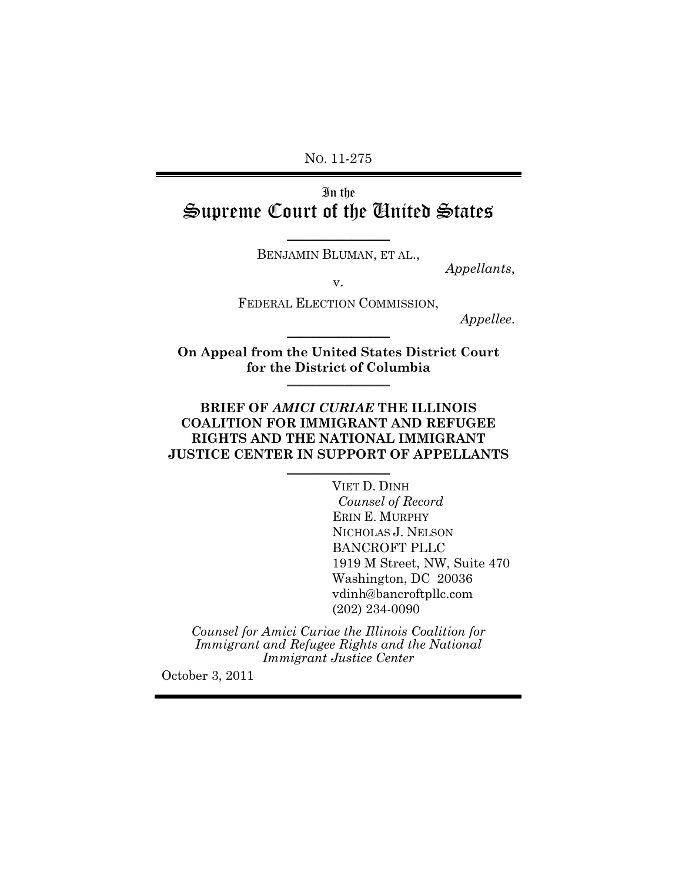No. 11-275

# In the Supreme Court of the United States

BENJAMIN BLUMAN, ET AL.,

*Appellants*,

v.

FEDERAL ELECTION COMMISSION,

*Appellee*.

**On Appeal from the United States District Court for the District of Columbia**

**BRIEF OF *AMICI CURIAE* THE ILLINOIS COALITION FOR IMMIGRANT AND REFUGEE RIGHTS AND THE NATIONAL IMMIGRANT JUSTICE CENTER IN SUPPORT OF APPELLANTS**

VIET D. DINH
*Counsel of Record*
ERIN E. MURPHY
NICHOLAS J. NELSON
BANCROFT PLLC
1919 M Street, NW, Suite 470
Washington, DC 20036
vdinh@bancroftpllc.com
(202) 234-0090

*Counsel for Amici Curiae the Illinois Coalition for Immigrant and Refugee Rights and the National Immigrant Justice Center*

October 3, 2011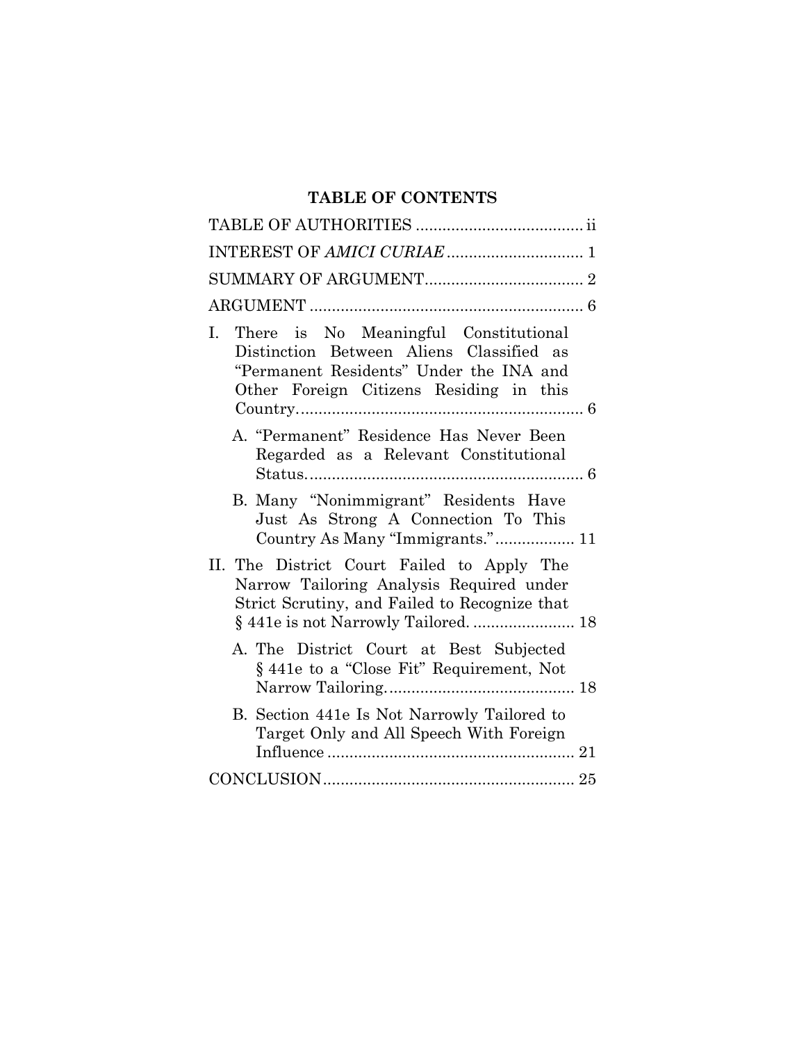# TABLE OF CONTENTS

TABLE OF AUTHORITIES ..................................... ii

INTEREST OF *AMICI CURIAE* ............................... 1

SUMMARY OF ARGUMENT.................................... 2

ARGUMENT ............................................................. 6

I. There is No Meaningful Constitutional Distinction Between Aliens Classified as "Permanent Residents" Under the INA and Other Foreign Citizens Residing in this Country................................................................ 6

   A. "Permanent" Residence Has Never Been Regarded as a Relevant Constitutional Status............................................................. 6

   B. Many "Nonimmigrant" Residents Have Just As Strong A Connection To This Country As Many "Immigrants." ................. 11

II. The District Court Failed to Apply The Narrow Tailoring Analysis Required under Strict Scrutiny, and Failed to Recognize that § 441e is not Narrowly Tailored. ...................... 18

   A. The District Court at Best Subjected § 441e to a "Close Fit" Requirement, Not Narrow Tailoring.......................................... 18

   B. Section 441e Is Not Narrowly Tailored to Target Only and All Speech With Foreign Influence ....................................................... 21

CONCLUSION........................................................ 25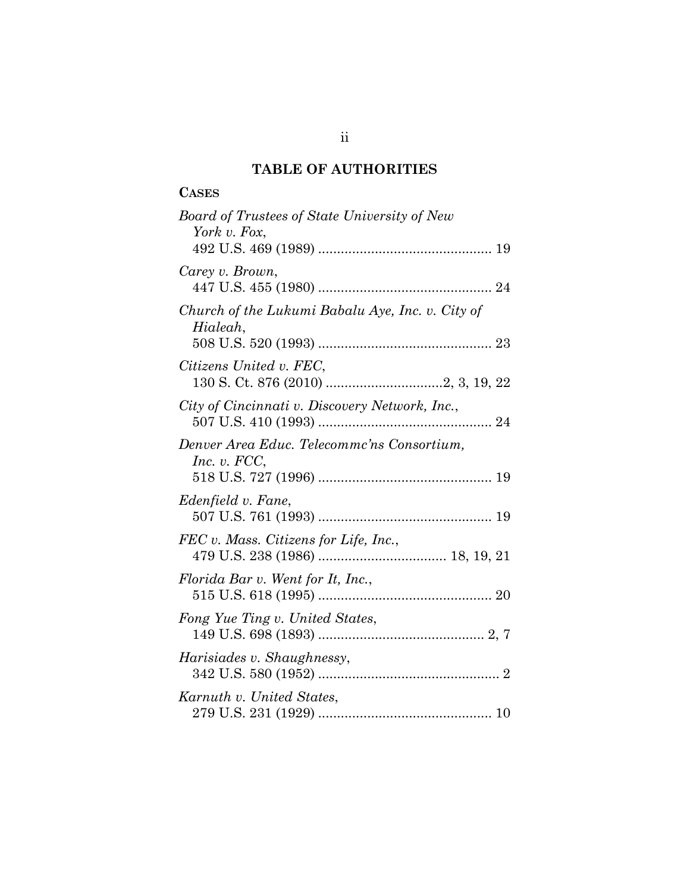## TABLE OF AUTHORITIES

**CASES**

*Board of Trustees of State University of New York v. Fox*,
492 U.S. 469 (1989) .............................................. 19

*Carey v. Brown*,
447 U.S. 455 (1980) .............................................. 24

*Church of the Lukumi Babalu Aye, Inc. v. City of Hialeah*,
508 U.S. 520 (1993) .............................................. 23

*Citizens United v. FEC*,
130 S. Ct. 876 (2010) ...............................2, 3, 19, 22

*City of Cincinnati v. Discovery Network, Inc.*,
507 U.S. 410 (1993) .............................................. 24

*Denver Area Educ. Telecommc'ns Consortium, Inc. v. FCC*,
518 U.S. 727 (1996) .............................................. 19

*Edenfield v. Fane*,
507 U.S. 761 (1993) .............................................. 19

*FEC v. Mass. Citizens for Life, Inc.*,
479 U.S. 238 (1986) .................................. 18, 19, 21

*Florida Bar v. Went for It, Inc.*,
515 U.S. 618 (1995) .............................................. 20

*Fong Yue Ting v. United States*,
149 U.S. 698 (1893) ............................................ 2, 7

*Harisiades v. Shaughnessy*,
342 U.S. 580 (1952) ................................................ 2

*Karnuth v. United States*,
279 U.S. 231 (1929) .............................................. 10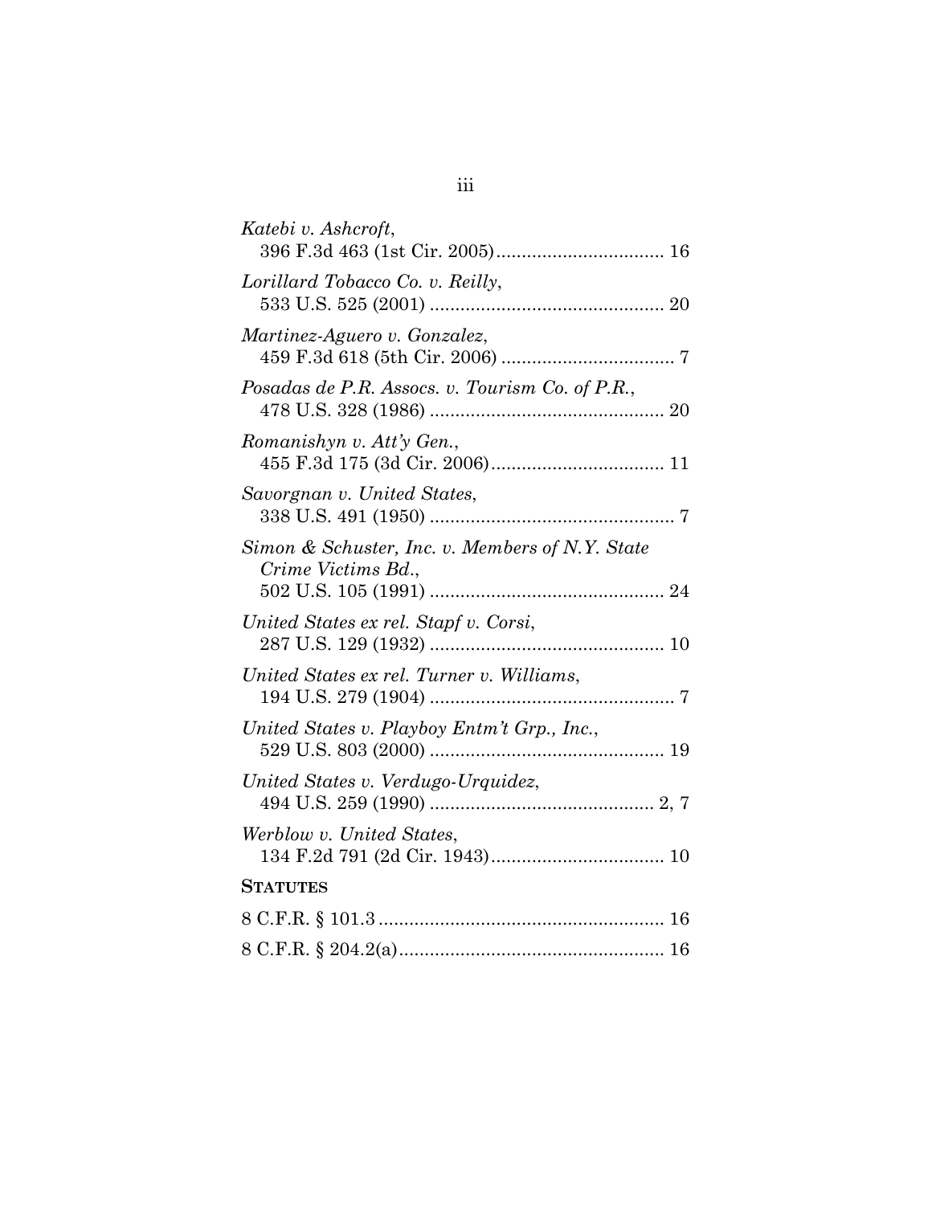*Katebi v. Ashcroft*,
396 F.3d 463 (1st Cir. 2005)................................ 16

*Lorillard Tobacco Co. v. Reilly*,
533 U.S. 525 (2001) ............................................. 20

*Martinez-Aguero v. Gonzalez*,
459 F.3d 618 (5th Cir. 2006) ................................. 7

*Posadas de P.R. Assocs. v. Tourism Co. of P.R.*,
478 U.S. 328 (1986) ............................................. 20

*Romanishyn v. Att'y Gen.*,
455 F.3d 175 (3d Cir. 2006)................................. 11

*Savorgnan v. United States*,
338 U.S. 491 (1950) ............................................... 7

*Simon & Schuster, Inc. v. Members of N.Y. State Crime Victims Bd.*,
502 U.S. 105 (1991) ............................................. 24

*United States ex rel. Stapf v. Corsi*,
287 U.S. 129 (1932) ............................................. 10

*United States ex rel. Turner v. Williams*,
194 U.S. 279 (1904) ............................................... 7

*United States v. Playboy Entm't Grp., Inc.*,
529 U.S. 803 (2000) ............................................. 19

*United States v. Verdugo-Urquidez*,
494 U.S. 259 (1990) ........................................... 2, 7

*Werblow v. United States*,
134 F.2d 791 (2d Cir. 1943)................................. 10

**STATUTES**

8 C.F.R. § 101.3 ....................................................... 16

8 C.F.R. § 204.2(a).................................................... 16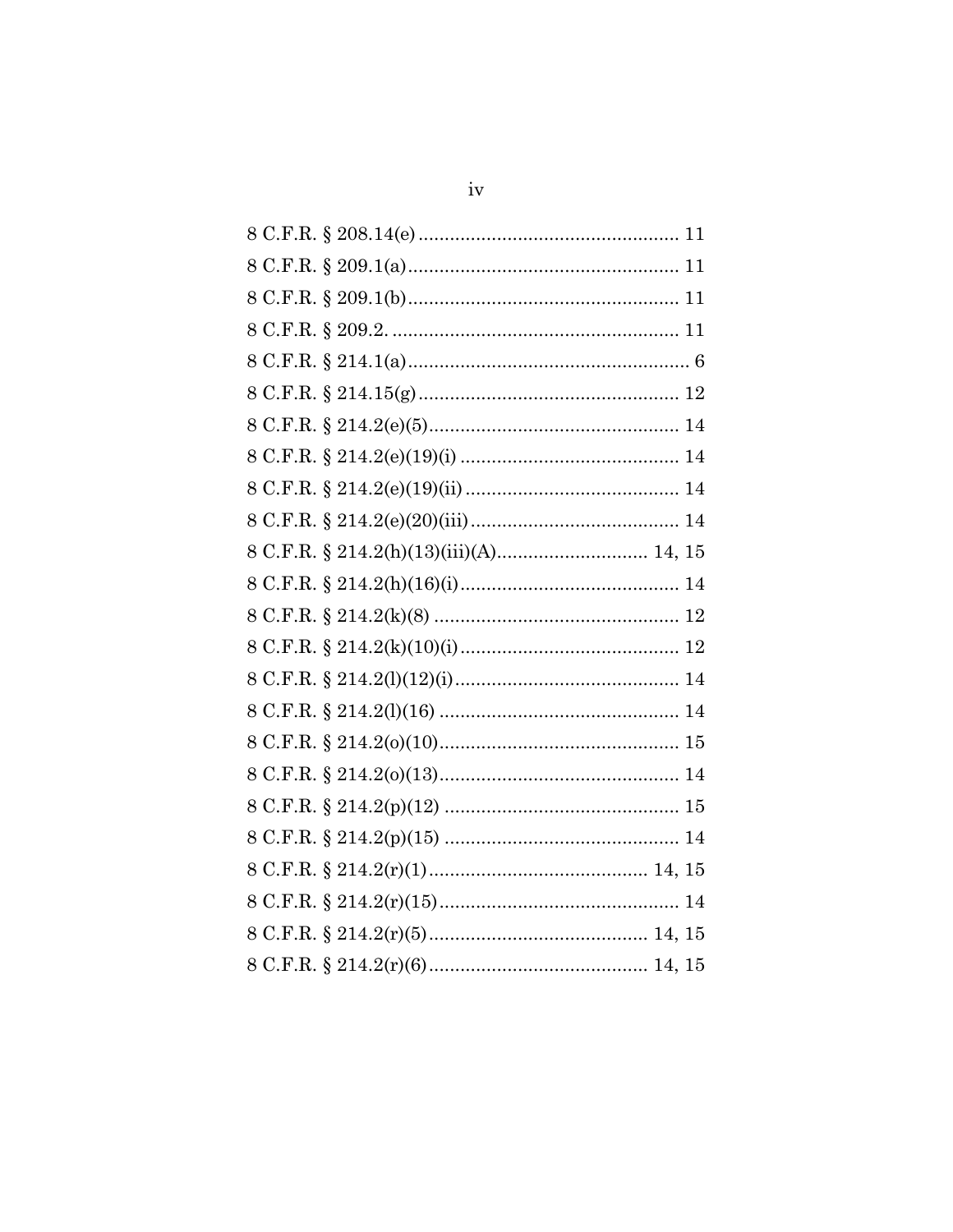8 C.F.R. § 208.14(e) ................................................. 11

8 C.F.R. § 209.1(a) ................................................... 11

8 C.F.R. § 209.1(b) ................................................... 11

8 C.F.R. § 209.2. ...................................................... 11

8 C.F.R. § 214.1(a) ..................................................... 6

8 C.F.R. § 214.15(g) ................................................. 12

8 C.F.R. § 214.2(e)(5) ............................................... 14

8 C.F.R. § 214.2(e)(19)(i) ......................................... 14

8 C.F.R. § 214.2(e)(19)(ii) ........................................ 14

8 C.F.R. § 214.2(e)(20)(iii) ....................................... 14

8 C.F.R. § 214.2(h)(13)(iii)(A) ............................ 14, 15

8 C.F.R. § 214.2(h)(16)(i) ......................................... 14

8 C.F.R. § 214.2(k)(8) .............................................. 12

8 C.F.R. § 214.2(k)(10)(i) ......................................... 12

8 C.F.R. § 214.2(l)(12)(i) .......................................... 14

8 C.F.R. § 214.2(l)(16) ............................................. 14

8 C.F.R. § 214.2(o)(10) ............................................. 15

8 C.F.R. § 214.2(o)(13) ............................................. 14

8 C.F.R. § 214.2(p)(12) ............................................. 15

8 C.F.R. § 214.2(p)(15) ............................................. 14

8 C.F.R. § 214.2(r)(1) ......................................... 14, 15

8 C.F.R. § 214.2(r)(15) ............................................. 14

8 C.F.R. § 214.2(r)(5) ......................................... 14, 15

8 C.F.R. § 214.2(r)(6) ......................................... 14, 15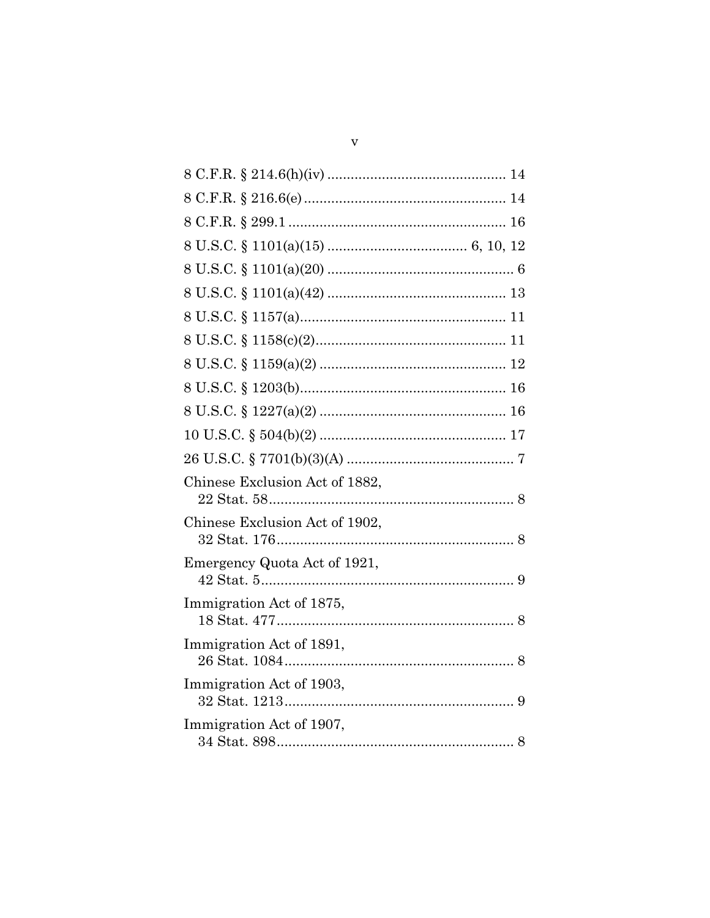8 C.F.R. § 214.6(h)(iv) ............................................. 14

8 C.F.R. § 216.6(e) ................................................... 14

8 C.F.R. § 299.1 ....................................................... 16

8 U.S.C. § 1101(a)(15) .................................. 6, 10, 12

8 U.S.C. § 1101(a)(20) ............................................... 6

8 U.S.C. § 1101(a)(42) ............................................. 13

8 U.S.C. § 1157(a) .................................................... 11

8 U.S.C. § 1158(c)(2) ................................................ 11

8 U.S.C. § 1159(a)(2) ............................................... 12

8 U.S.C. § 1203(b) .................................................... 16

8 U.S.C. § 1227(a)(2) ............................................... 16

10 U.S.C. § 504(b)(2) ............................................... 17

26 U.S.C. § 7701(b)(3)(A) .......................................... 7

Chinese Exclusion Act of 1882,
22 Stat. 58 ............................................................... 8

Chinese Exclusion Act of 1902,
32 Stat. 176 ............................................................. 8

Emergency Quota Act of 1921,
42 Stat. 5 ................................................................. 9

Immigration Act of 1875,
18 Stat. 477 ............................................................. 8

Immigration Act of 1891,
26 Stat. 1084 ........................................................... 8

Immigration Act of 1903,
32 Stat. 1213 ........................................................... 9

Immigration Act of 1907,
34 Stat. 898 ............................................................. 8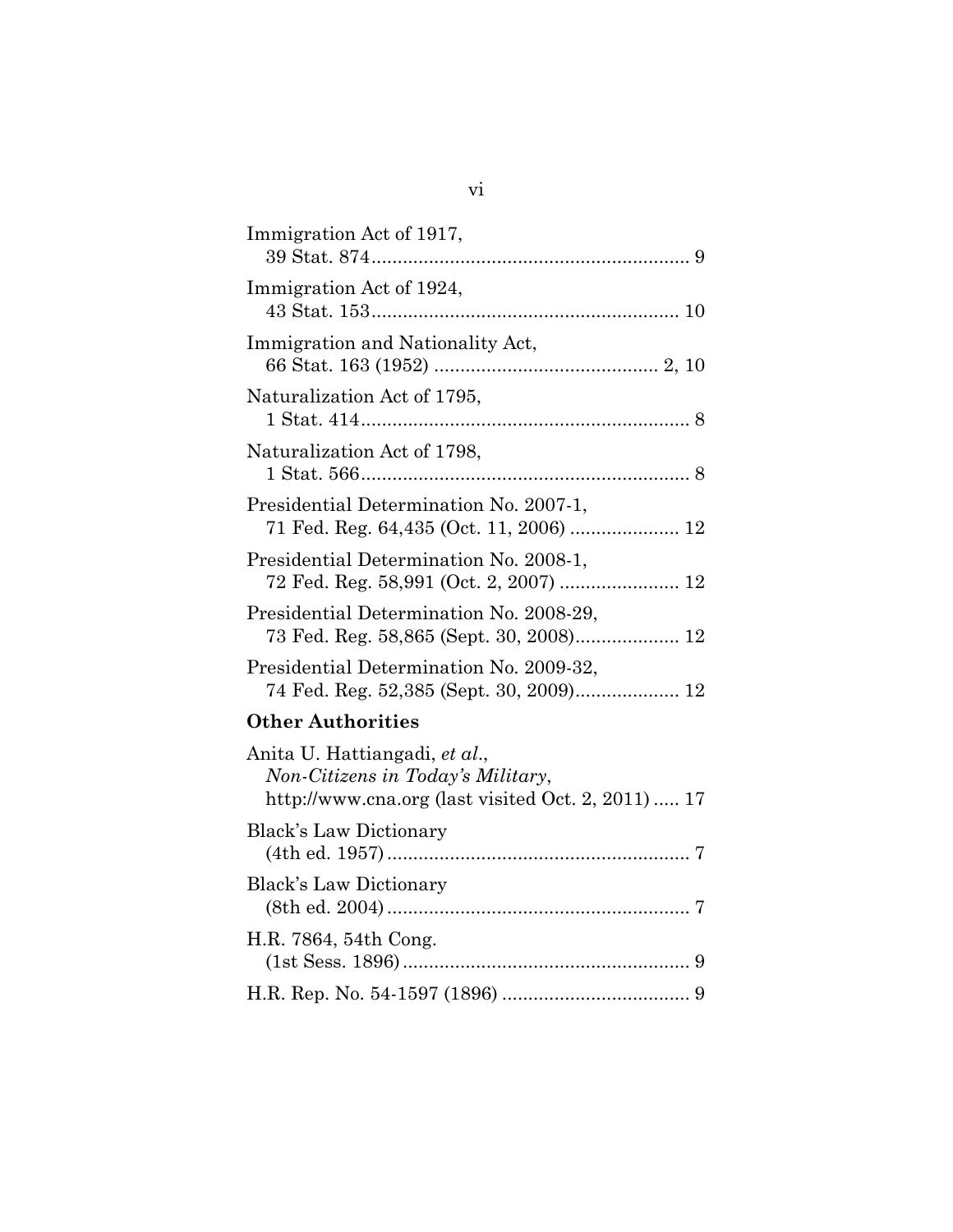Immigration Act of 1917,
39 Stat. 874 ............................................................. 9

Immigration Act of 1924,
43 Stat. 153 ........................................................... 10

Immigration and Nationality Act,
66 Stat. 163 (1952) ........................................... 2, 10

Naturalization Act of 1795,
1 Stat. 414 ............................................................... 8

Naturalization Act of 1798,
1 Stat. 566 ............................................................... 8

Presidential Determination No. 2007-1,
71 Fed. Reg. 64,435 (Oct. 11, 2006) ..................... 12

Presidential Determination No. 2008-1,
72 Fed. Reg. 58,991 (Oct. 2, 2007) ....................... 12

Presidential Determination No. 2008-29,
73 Fed. Reg. 58,865 (Sept. 30, 2008).................... 12

Presidential Determination No. 2009-32,
74 Fed. Reg. 52,385 (Sept. 30, 2009).................... 12

**Other Authorities**

Anita U. Hattiangadi, *et al.*,
*Non-Citizens in Today's Military*,
http://www.cna.org (last visited Oct. 2, 2011) ..... 17

Black's Law Dictionary
(4th ed. 1957) .......................................................... 7

Black's Law Dictionary
(8th ed. 2004) .......................................................... 7

H.R. 7864, 54th Cong.
(1st Sess. 1896) ....................................................... 9

H.R. Rep. No. 54-1597 (1896) .................................... 9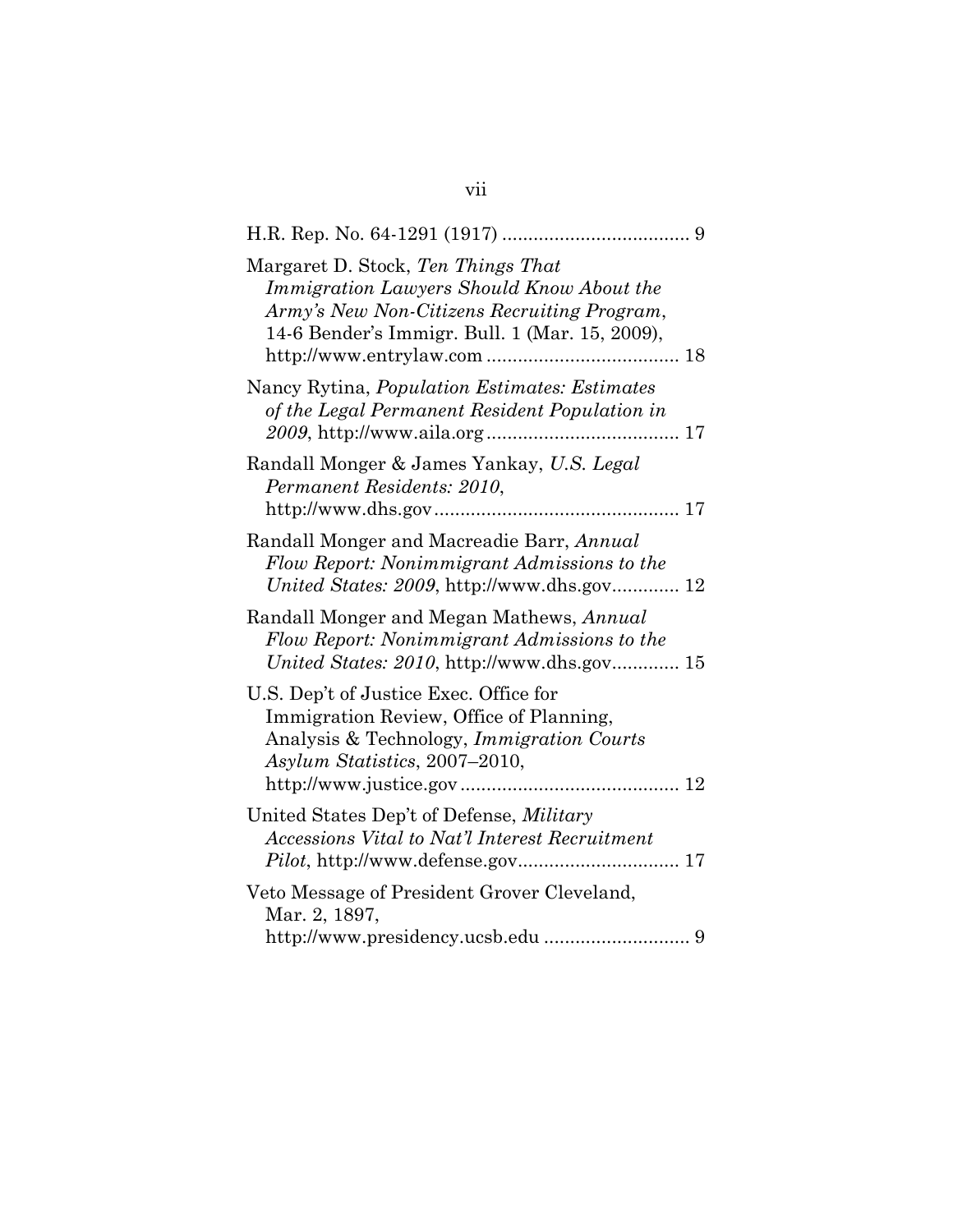H.R. Rep. No. 64-1291 (1917) .................................... 9

Margaret D. Stock, *Ten Things That Immigration Lawyers Should Know About the Army's New Non-Citizens Recruiting Program*, 14-6 Bender's Immigr. Bull. 1 (Mar. 15, 2009), http://www.entrylaw.com .................................... 18

Nancy Rytina, *Population Estimates: Estimates of the Legal Permanent Resident Population in 2009*, http://www.aila.org .................................... 17

Randall Monger & James Yankay, *U.S. Legal Permanent Residents: 2010*, http://www.dhs.gov .............................................. 17

Randall Monger and Macreadie Barr, *Annual Flow Report: Nonimmigrant Admissions to the United States: 2009*, http://www.dhs.gov............. 12

Randall Monger and Megan Mathews, *Annual Flow Report: Nonimmigrant Admissions to the United States: 2010*, http://www.dhs.gov............. 15

U.S. Dep't of Justice Exec. Office for Immigration Review, Office of Planning, Analysis & Technology, *Immigration Courts Asylum Statistics*, 2007–2010, http://www.justice.gov .......................................... 12

United States Dep't of Defense, *Military Accessions Vital to Nat'l Interest Recruitment Pilot*, http://www.defense.gov............................... 17

Veto Message of President Grover Cleveland, Mar. 2, 1897, http://www.presidency.ucsb.edu ............................ 9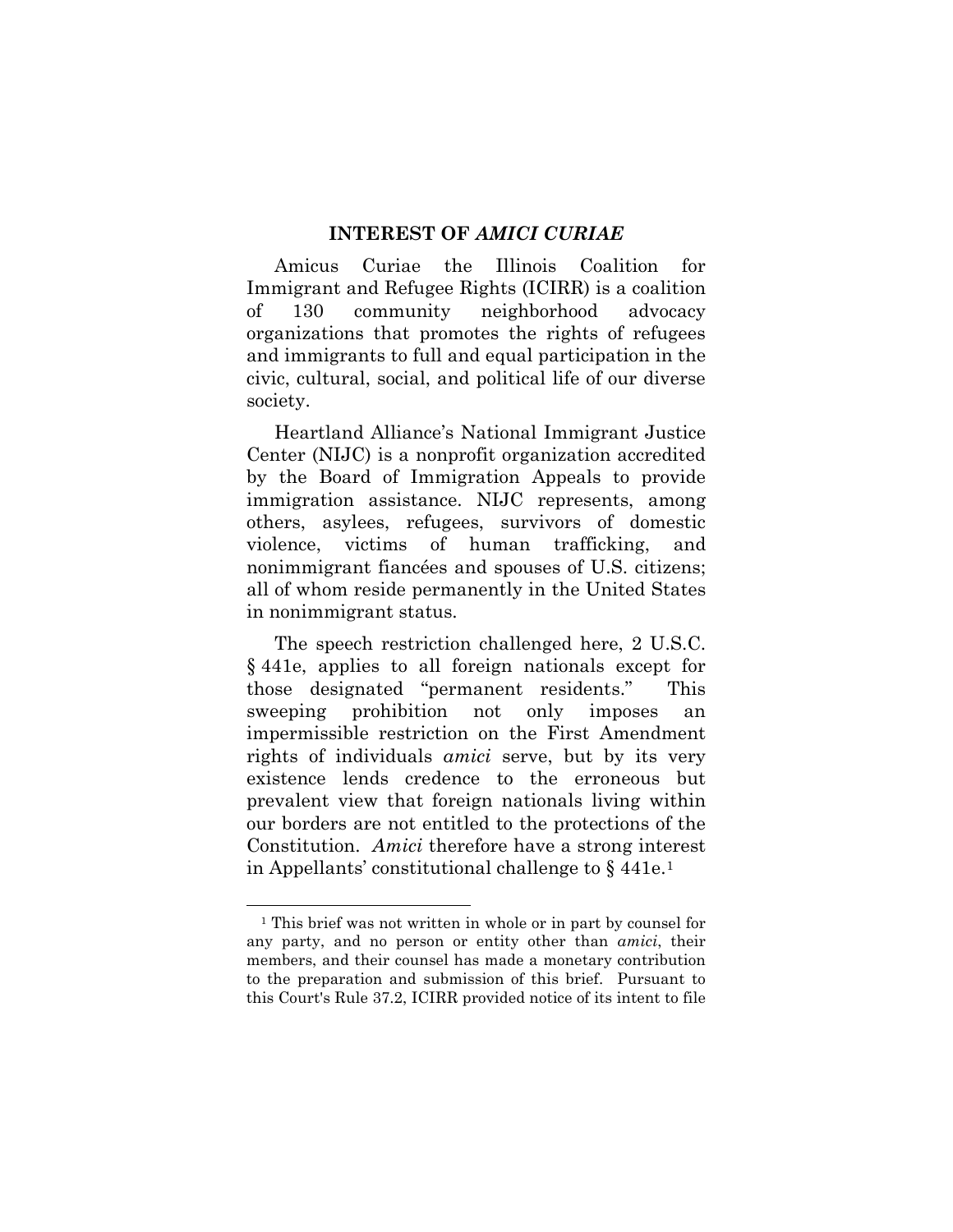## INTEREST OF *AMICI CURIAE*

Amicus Curiae the Illinois Coalition for Immigrant and Refugee Rights (ICIRR) is a coalition of 130 community neighborhood advocacy organizations that promotes the rights of refugees and immigrants to full and equal participation in the civic, cultural, social, and political life of our diverse society.

Heartland Alliance's National Immigrant Justice Center (NIJC) is a nonprofit organization accredited by the Board of Immigration Appeals to provide immigration assistance. NIJC represents, among others, asylees, refugees, survivors of domestic violence, victims of human trafficking, and nonimmigrant fiancées and spouses of U.S. citizens; all of whom reside permanently in the United States in nonimmigrant status.

The speech restriction challenged here, 2 U.S.C. § 441e, applies to all foreign nationals except for those designated "permanent residents." This sweeping prohibition not only imposes an impermissible restriction on the First Amendment rights of individuals *amici* serve, but by its very existence lends credence to the erroneous but prevalent view that foreign nationals living within our borders are not entitled to the protections of the Constitution. *Amici* therefore have a strong interest in Appellants' constitutional challenge to § 441e.[1]

---

[1] This brief was not written in whole or in part by counsel for any party, and no person or entity other than *amici*, their members, and their counsel has made a monetary contribution to the preparation and submission of this brief. Pursuant to this Court's Rule 37.2, ICIRR provided notice of its intent to file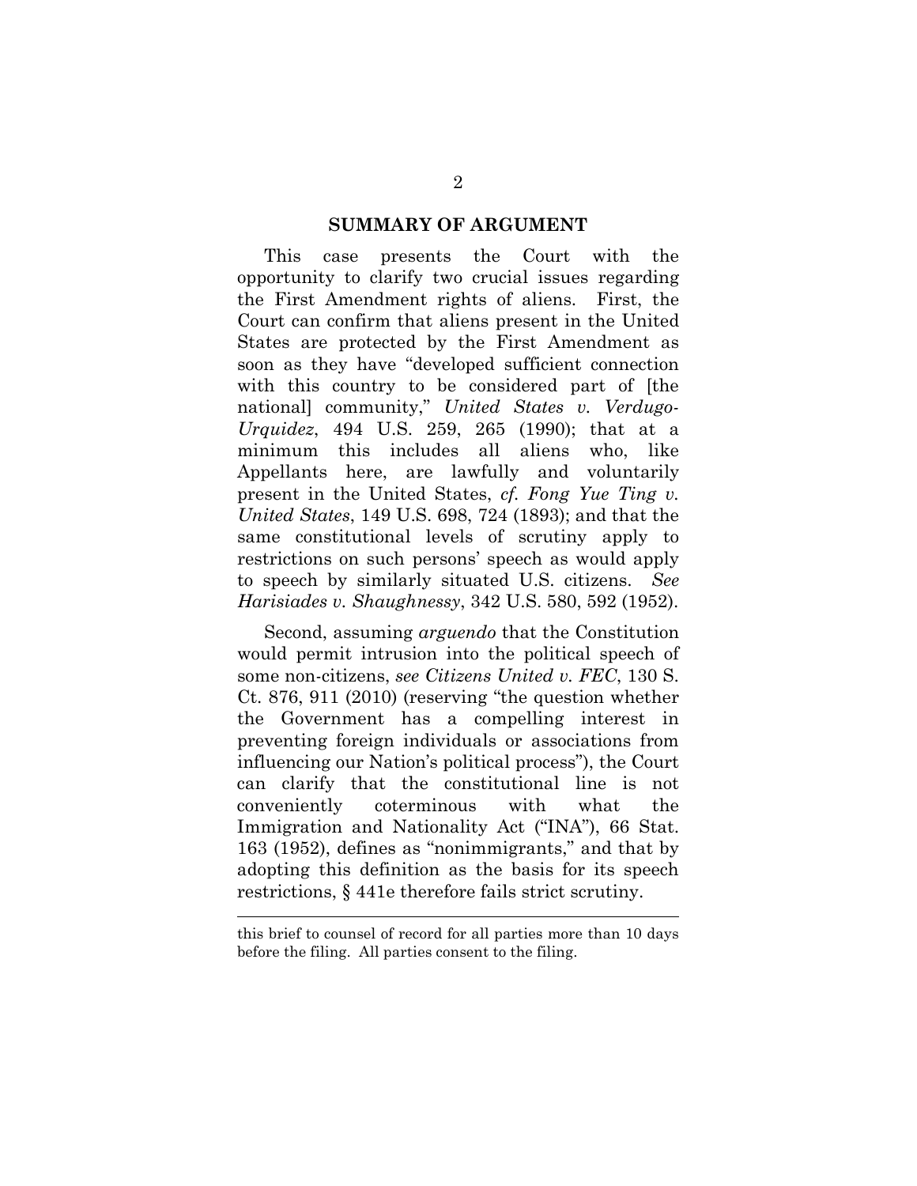## SUMMARY OF ARGUMENT

This case presents the Court with the opportunity to clarify two crucial issues regarding the First Amendment rights of aliens. First, the Court can confirm that aliens present in the United States are protected by the First Amendment as soon as they have "developed sufficient connection with this country to be considered part of [the national] community," *United States v. Verdugo-Urquidez*, 494 U.S. 259, 265 (1990); that at a minimum this includes all aliens who, like Appellants here, are lawfully and voluntarily present in the United States, *cf. Fong Yue Ting v. United States*, 149 U.S. 698, 724 (1893); and that the same constitutional levels of scrutiny apply to restrictions on such persons' speech as would apply to speech by similarly situated U.S. citizens. *See Harisiades v. Shaughnessy*, 342 U.S. 580, 592 (1952).

Second, assuming *arguendo* that the Constitution would permit intrusion into the political speech of some non-citizens, *see Citizens United v. FEC*, 130 S. Ct. 876, 911 (2010) (reserving "the question whether the Government has a compelling interest in preventing foreign individuals or associations from influencing our Nation's political process"), the Court can clarify that the constitutional line is not conveniently coterminous with what the Immigration and Nationality Act ("INA"), 66 Stat. 163 (1952), defines as "nonimmigrants," and that by adopting this definition as the basis for its speech restrictions, § 441e therefore fails strict scrutiny.

---

this brief to counsel of record for all parties more than 10 days before the filing. All parties consent to the filing.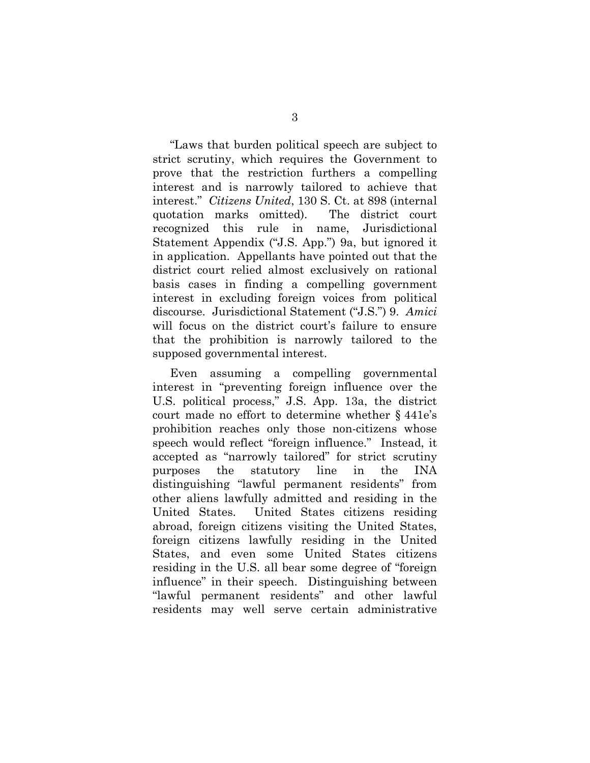"Laws that burden political speech are subject to strict scrutiny, which requires the Government to prove that the restriction furthers a compelling interest and is narrowly tailored to achieve that interest." *Citizens United*, 130 S. Ct. at 898 (internal quotation marks omitted). The district court recognized this rule in name, Jurisdictional Statement Appendix ("J.S. App.") 9a, but ignored it in application. Appellants have pointed out that the district court relied almost exclusively on rational basis cases in finding a compelling government interest in excluding foreign voices from political discourse. Jurisdictional Statement ("J.S.") 9. *Amici* will focus on the district court's failure to ensure that the prohibition is narrowly tailored to the supposed governmental interest.

Even assuming a compelling governmental interest in "preventing foreign influence over the U.S. political process," J.S. App. 13a, the district court made no effort to determine whether § 441e's prohibition reaches only those non-citizens whose speech would reflect "foreign influence." Instead, it accepted as "narrowly tailored" for strict scrutiny purposes the statutory line in the INA distinguishing "lawful permanent residents" from other aliens lawfully admitted and residing in the United States. United States citizens residing abroad, foreign citizens visiting the United States, foreign citizens lawfully residing in the United States, and even some United States citizens residing in the U.S. all bear some degree of "foreign influence" in their speech. Distinguishing between "lawful permanent residents" and other lawful residents may well serve certain administrative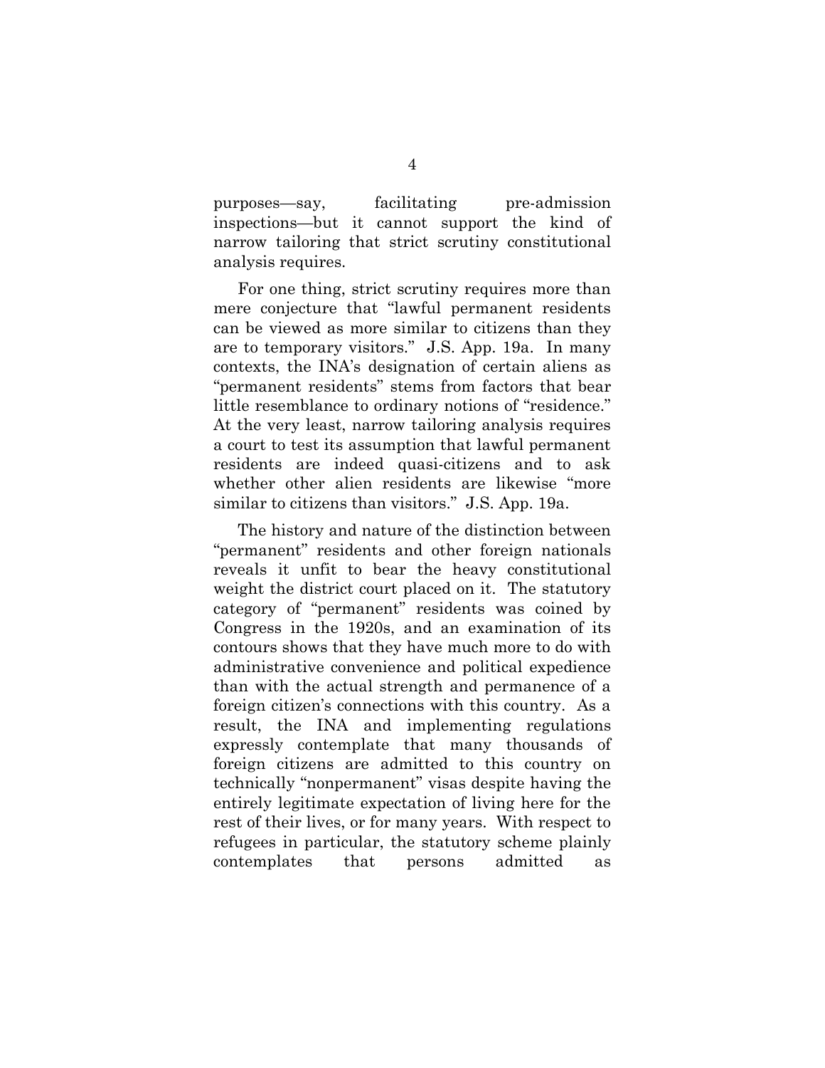purposes—say, facilitating pre-admission inspections—but it cannot support the kind of narrow tailoring that strict scrutiny constitutional analysis requires.

For one thing, strict scrutiny requires more than mere conjecture that "lawful permanent residents can be viewed as more similar to citizens than they are to temporary visitors." J.S. App. 19a. In many contexts, the INA's designation of certain aliens as "permanent residents" stems from factors that bear little resemblance to ordinary notions of "residence." At the very least, narrow tailoring analysis requires a court to test its assumption that lawful permanent residents are indeed quasi-citizens and to ask whether other alien residents are likewise "more similar to citizens than visitors." J.S. App. 19a.

The history and nature of the distinction between "permanent" residents and other foreign nationals reveals it unfit to bear the heavy constitutional weight the district court placed on it. The statutory category of "permanent" residents was coined by Congress in the 1920s, and an examination of its contours shows that they have much more to do with administrative convenience and political expedience than with the actual strength and permanence of a foreign citizen's connections with this country. As a result, the INA and implementing regulations expressly contemplate that many thousands of foreign citizens are admitted to this country on technically "nonpermanent" visas despite having the entirely legitimate expectation of living here for the rest of their lives, or for many years. With respect to refugees in particular, the statutory scheme plainly contemplates that persons admitted as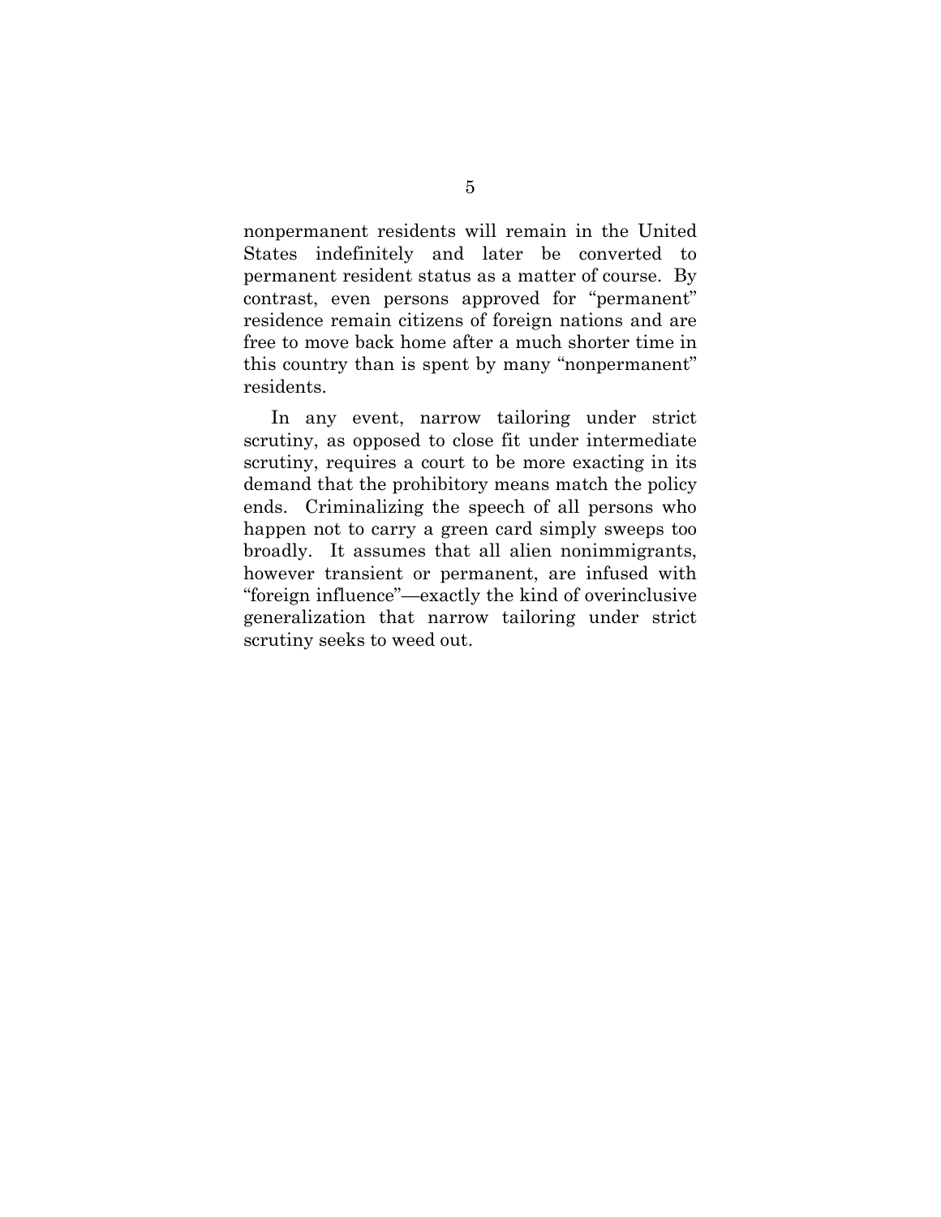nonpermanent residents will remain in the United States indefinitely and later be converted to permanent resident status as a matter of course. By contrast, even persons approved for "permanent" residence remain citizens of foreign nations and are free to move back home after a much shorter time in this country than is spent by many "nonpermanent" residents.

In any event, narrow tailoring under strict scrutiny, as opposed to close fit under intermediate scrutiny, requires a court to be more exacting in its demand that the prohibitory means match the policy ends. Criminalizing the speech of all persons who happen not to carry a green card simply sweeps too broadly. It assumes that all alien nonimmigrants, however transient or permanent, are infused with "foreign influence"—exactly the kind of overinclusive generalization that narrow tailoring under strict scrutiny seeks to weed out.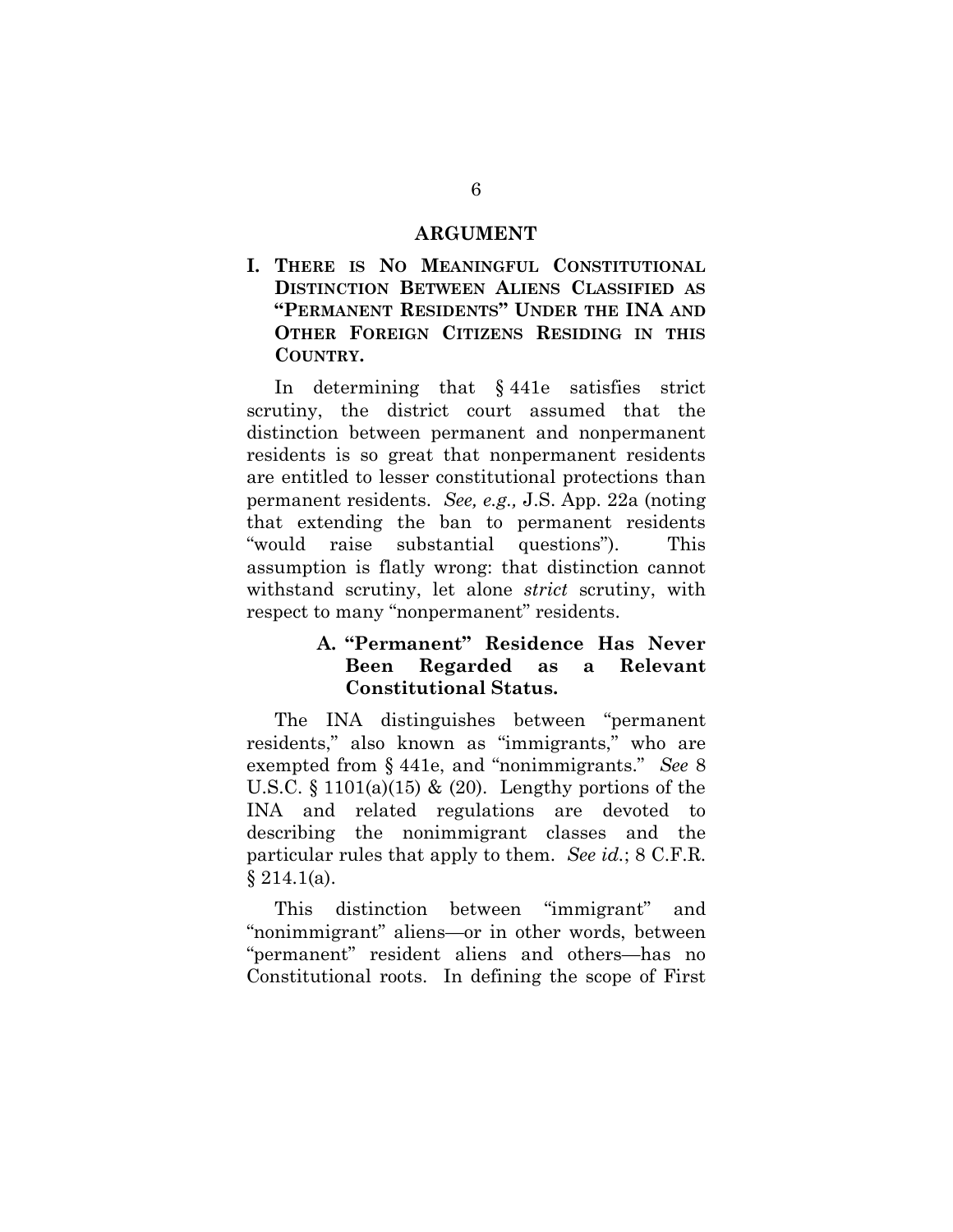# ARGUMENT

## I. THERE IS NO MEANINGFUL CONSTITUTIONAL DISTINCTION BETWEEN ALIENS CLASSIFIED AS "PERMANENT RESIDENTS" UNDER THE INA AND OTHER FOREIGN CITIZENS RESIDING IN THIS COUNTRY.

In determining that § 441e satisfies strict scrutiny, the district court assumed that the distinction between permanent and nonpermanent residents is so great that nonpermanent residents are entitled to lesser constitutional protections than permanent residents. *See, e.g.,* J.S. App. 22a (noting that extending the ban to permanent residents "would raise substantial questions"). This assumption is flatly wrong: that distinction cannot withstand scrutiny, let alone *strict* scrutiny, with respect to many "nonpermanent" residents.

### A. "Permanent" Residence Has Never Been Regarded as a Relevant Constitutional Status.

The INA distinguishes between "permanent residents," also known as "immigrants," who are exempted from § 441e, and "nonimmigrants." *See* 8 U.S.C. § 1101(a)(15) & (20). Lengthy portions of the INA and related regulations are devoted to describing the nonimmigrant classes and the particular rules that apply to them. *See id.*; 8 C.F.R. § 214.1(a).

This distinction between "immigrant" and "nonimmigrant" aliens—or in other words, between "permanent" resident aliens and others—has no Constitutional roots. In defining the scope of First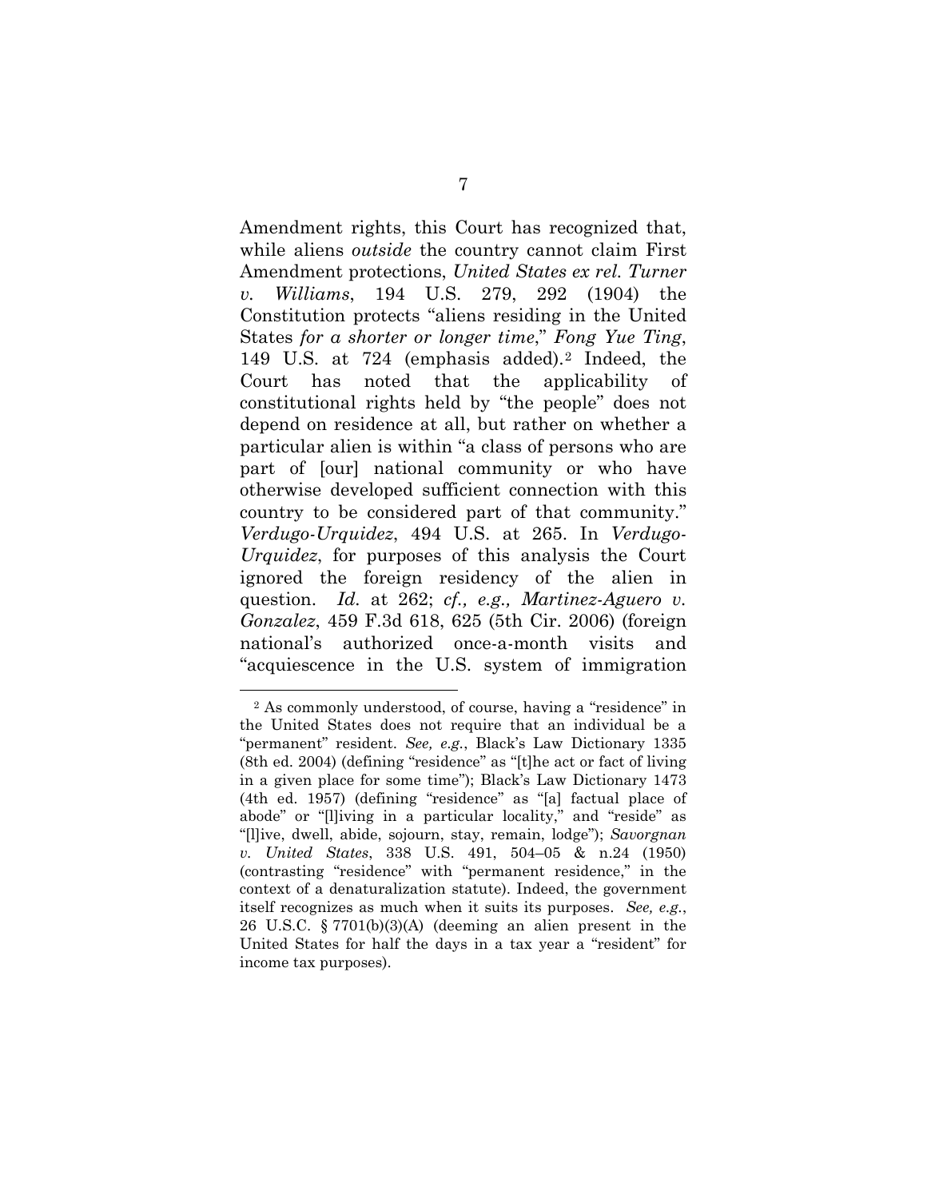Amendment rights, this Court has recognized that, while aliens *outside* the country cannot claim First Amendment protections, *United States ex rel. Turner v. Williams*, 194 U.S. 279, 292 (1904) the Constitution protects "aliens residing in the United States *for a shorter or longer time*," *Fong Yue Ting*, 149 U.S. at 724 (emphasis added).[2] Indeed, the Court has noted that the applicability of constitutional rights held by "the people" does not depend on residence at all, but rather on whether a particular alien is within "a class of persons who are part of [our] national community or who have otherwise developed sufficient connection with this country to be considered part of that community." *Verdugo-Urquidez*, 494 U.S. at 265. In *Verdugo-Urquidez*, for purposes of this analysis the Court ignored the foreign residency of the alien in question. *Id.* at 262; *cf., e.g., Martinez-Aguero v. Gonzalez*, 459 F.3d 618, 625 (5th Cir. 2006) (foreign national's authorized once-a-month visits and "acquiescence in the U.S. system of immigration

---

[2] As commonly understood, of course, having a "residence" in the United States does not require that an individual be a "permanent" resident. *See, e.g.*, Black's Law Dictionary 1335 (8th ed. 2004) (defining "residence" as "[t]he act or fact of living in a given place for some time"); Black's Law Dictionary 1473 (4th ed. 1957) (defining "residence" as "[a] factual place of abode" or "[l]iving in a particular locality," and "reside" as "[l]ive, dwell, abide, sojourn, stay, remain, lodge"); *Savorgnan v. United States*, 338 U.S. 491, 504–05 & n.24 (1950) (contrasting "residence" with "permanent residence," in the context of a denaturalization statute). Indeed, the government itself recognizes as much when it suits its purposes. *See, e.g.*, 26 U.S.C. § 7701(b)(3)(A) (deeming an alien present in the United States for half the days in a tax year a "resident" for income tax purposes).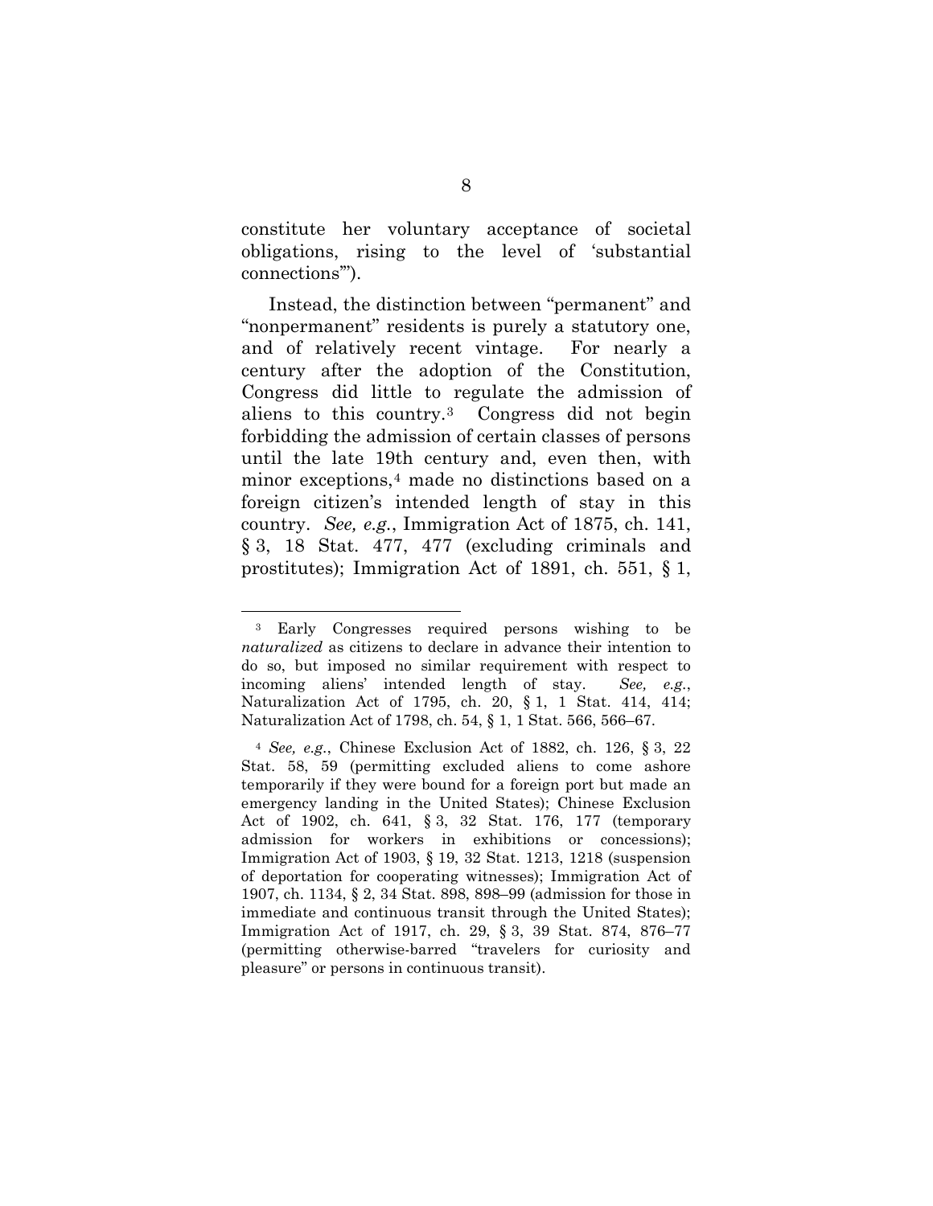constitute her voluntary acceptance of societal obligations, rising to the level of 'substantial connections'").

Instead, the distinction between "permanent" and "nonpermanent" residents is purely a statutory one, and of relatively recent vintage. For nearly a century after the adoption of the Constitution, Congress did little to regulate the admission of aliens to this country.[3] Congress did not begin forbidding the admission of certain classes of persons until the late 19th century and, even then, with minor exceptions,[4] made no distinctions based on a foreign citizen's intended length of stay in this country. *See, e.g.*, Immigration Act of 1875, ch. 141, § 3, 18 Stat. 477, 477 (excluding criminals and prostitutes); Immigration Act of 1891, ch. 551, § 1,

---

[3] Early Congresses required persons wishing to be *naturalized* as citizens to declare in advance their intention to do so, but imposed no similar requirement with respect to incoming aliens' intended length of stay. *See, e.g.*, Naturalization Act of 1795, ch. 20, § 1, 1 Stat. 414, 414; Naturalization Act of 1798, ch. 54, § 1, 1 Stat. 566, 566–67.

[4] *See, e.g.*, Chinese Exclusion Act of 1882, ch. 126, § 3, 22 Stat. 58, 59 (permitting excluded aliens to come ashore temporarily if they were bound for a foreign port but made an emergency landing in the United States); Chinese Exclusion Act of 1902, ch. 641, § 3, 32 Stat. 176, 177 (temporary admission for workers in exhibitions or concessions); Immigration Act of 1903, § 19, 32 Stat. 1213, 1218 (suspension of deportation for cooperating witnesses); Immigration Act of 1907, ch. 1134, § 2, 34 Stat. 898, 898–99 (admission for those in immediate and continuous transit through the United States); Immigration Act of 1917, ch. 29, § 3, 39 Stat. 874, 876–77 (permitting otherwise-barred "travelers for curiosity and pleasure" or persons in continuous transit).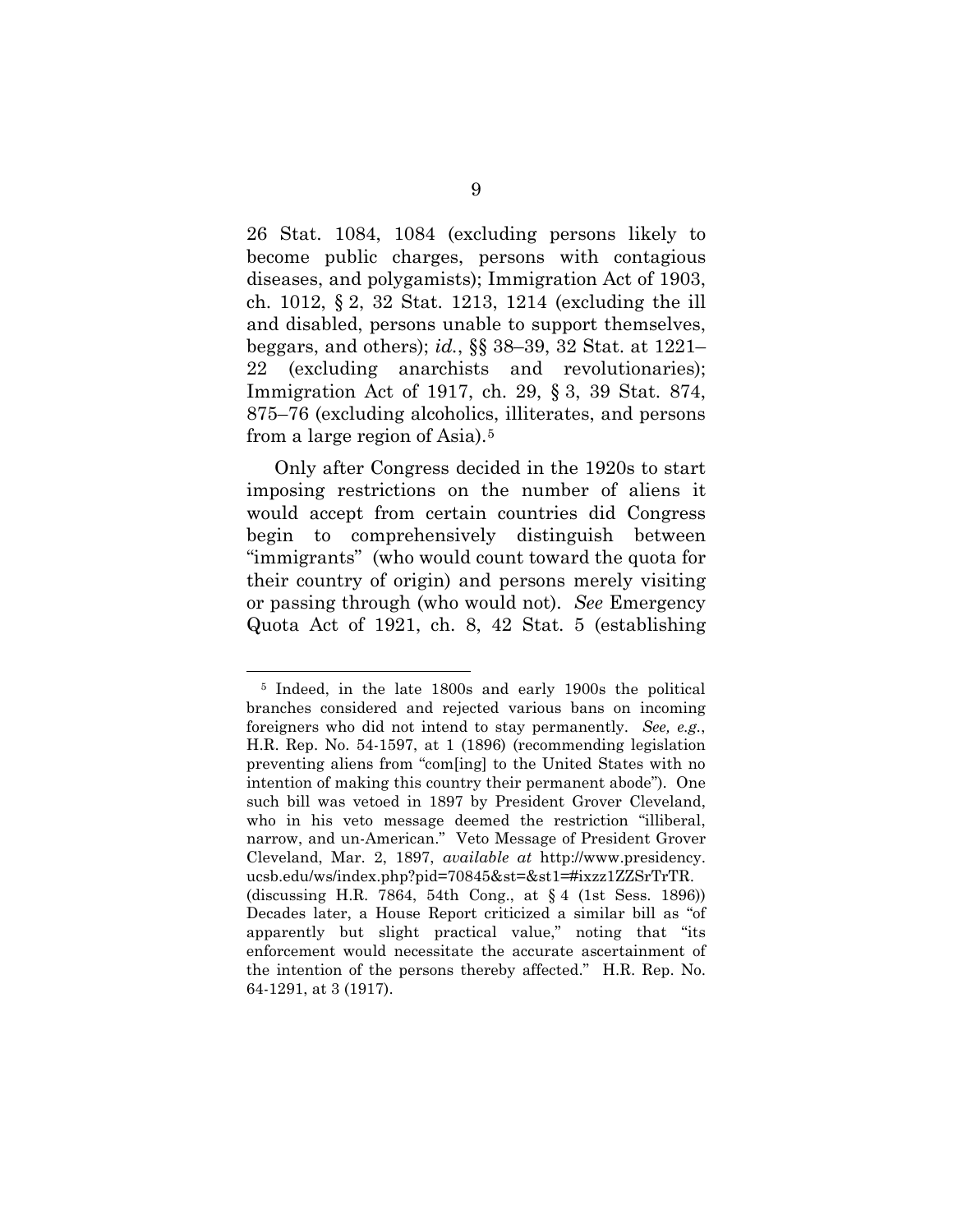26 Stat. 1084, 1084 (excluding persons likely to become public charges, persons with contagious diseases, and polygamists); Immigration Act of 1903, ch. 1012, § 2, 32 Stat. 1213, 1214 (excluding the ill and disabled, persons unable to support themselves, beggars, and others); *id.*, §§ 38–39, 32 Stat. at 1221–22 (excluding anarchists and revolutionaries); Immigration Act of 1917, ch. 29, § 3, 39 Stat. 874, 875–76 (excluding alcoholics, illiterates, and persons from a large region of Asia).[5]

Only after Congress decided in the 1920s to start imposing restrictions on the number of aliens it would accept from certain countries did Congress begin to comprehensively distinguish between "immigrants" (who would count toward the quota for their country of origin) and persons merely visiting or passing through (who would not). *See* Emergency Quota Act of 1921, ch. 8, 42 Stat. 5 (establishing

---

[5] Indeed, in the late 1800s and early 1900s the political branches considered and rejected various bans on incoming foreigners who did not intend to stay permanently. *See, e.g.*, H.R. Rep. No. 54-1597, at 1 (1896) (recommending legislation preventing aliens from "com[ing] to the United States with no intention of making this country their permanent abode"). One such bill was vetoed in 1897 by President Grover Cleveland, who in his veto message deemed the restriction "illiberal, narrow, and un-American." Veto Message of President Grover Cleveland, Mar. 2, 1897, *available at* http://www.presidency.ucsb.edu/ws/index.php?pid=70845&st=&st1=#ixzz1ZZSrTrTR. (discussing H.R. 7864, 54th Cong., at § 4 (1st Sess. 1896)) Decades later, a House Report criticized a similar bill as "of apparently but slight practical value," noting that "its enforcement would necessitate the accurate ascertainment of the intention of the persons thereby affected." H.R. Rep. No. 64-1291, at 3 (1917).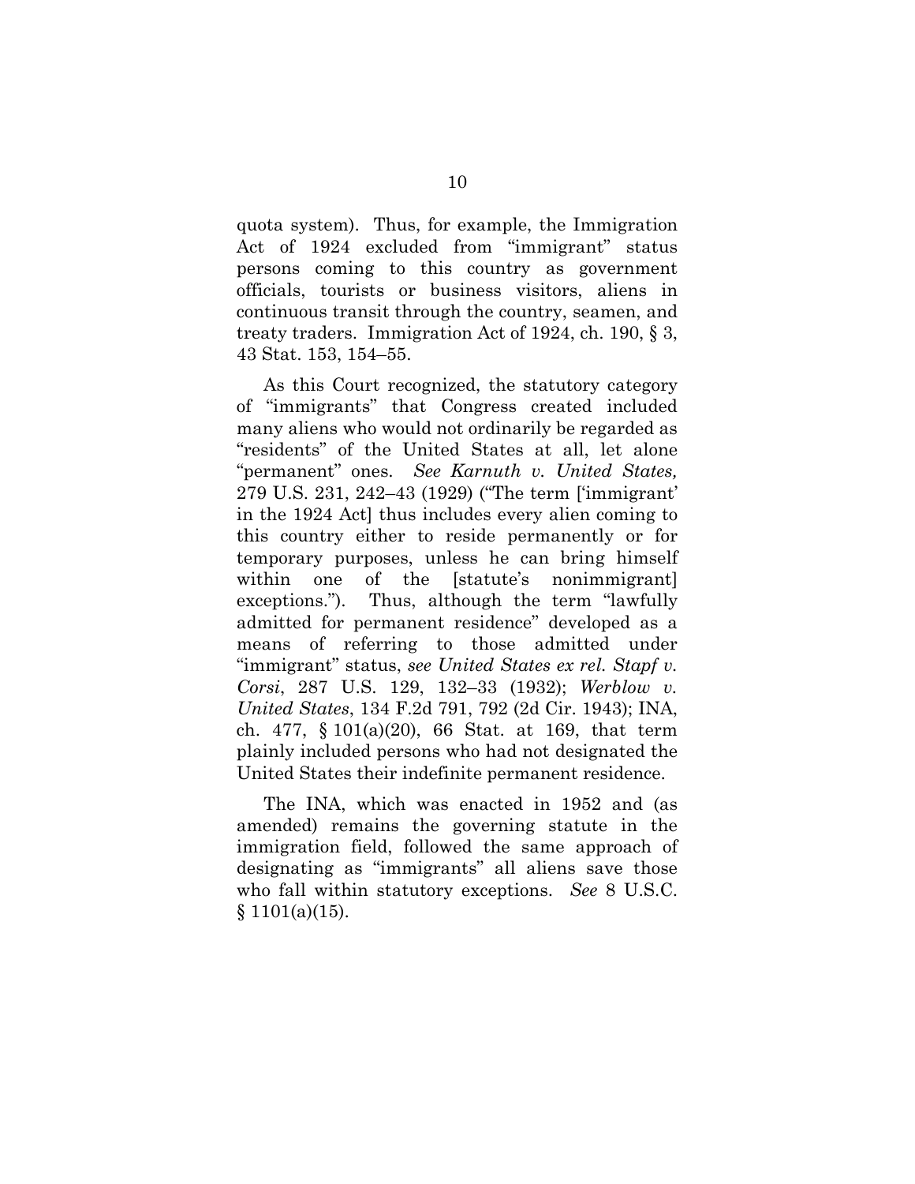quota system). Thus, for example, the Immigration Act of 1924 excluded from "immigrant" status persons coming to this country as government officials, tourists or business visitors, aliens in continuous transit through the country, seamen, and treaty traders. Immigration Act of 1924, ch. 190, § 3, 43 Stat. 153, 154–55.

As this Court recognized, the statutory category of "immigrants" that Congress created included many aliens who would not ordinarily be regarded as "residents" of the United States at all, let alone "permanent" ones. *See Karnuth v. United States,* 279 U.S. 231, 242–43 (1929) ("The term ['immigrant' in the 1924 Act] thus includes every alien coming to this country either to reside permanently or for temporary purposes, unless he can bring himself within one of the [statute's nonimmigrant] exceptions."). Thus, although the term "lawfully admitted for permanent residence" developed as a means of referring to those admitted under "immigrant" status, *see United States ex rel. Stapf v. Corsi*, 287 U.S. 129, 132–33 (1932); *Werblow v. United States*, 134 F.2d 791, 792 (2d Cir. 1943); INA, ch. 477, § 101(a)(20), 66 Stat. at 169, that term plainly included persons who had not designated the United States their indefinite permanent residence.

The INA, which was enacted in 1952 and (as amended) remains the governing statute in the immigration field, followed the same approach of designating as "immigrants" all aliens save those who fall within statutory exceptions. *See* 8 U.S.C. § 1101(a)(15).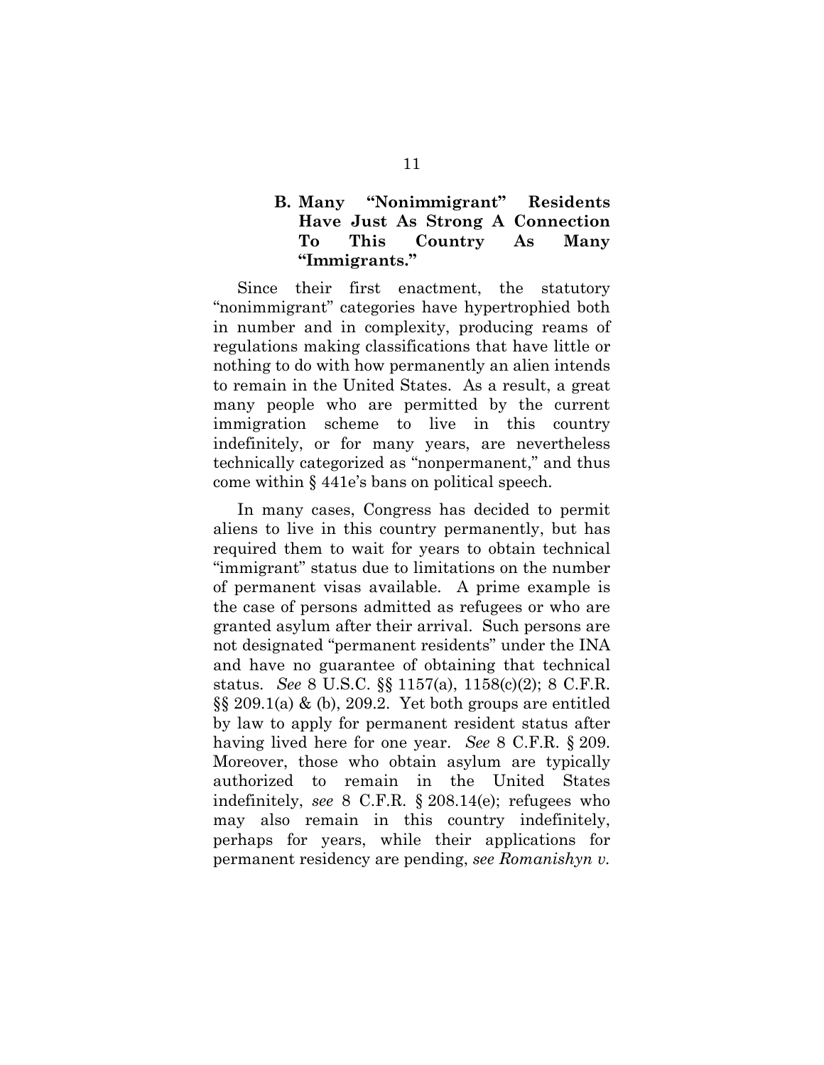### B. Many "Nonimmigrant" Residents Have Just As Strong A Connection To This Country As Many "Immigrants."

Since their first enactment, the statutory "nonimmigrant" categories have hypertrophied both in number and in complexity, producing reams of regulations making classifications that have little or nothing to do with how permanently an alien intends to remain in the United States. As a result, a great many people who are permitted by the current immigration scheme to live in this country indefinitely, or for many years, are nevertheless technically categorized as "nonpermanent," and thus come within § 441e's bans on political speech.

In many cases, Congress has decided to permit aliens to live in this country permanently, but has required them to wait for years to obtain technical "immigrant" status due to limitations on the number of permanent visas available. A prime example is the case of persons admitted as refugees or who are granted asylum after their arrival. Such persons are not designated "permanent residents" under the INA and have no guarantee of obtaining that technical status. *See* 8 U.S.C. §§ 1157(a), 1158(c)(2); 8 C.F.R. §§ 209.1(a) & (b), 209.2. Yet both groups are entitled by law to apply for permanent resident status after having lived here for one year. *See* 8 C.F.R. § 209. Moreover, those who obtain asylum are typically authorized to remain in the United States indefinitely, *see* 8 C.F.R. § 208.14(e); refugees who may also remain in this country indefinitely, perhaps for years, while their applications for permanent residency are pending, *see Romanishyn v.*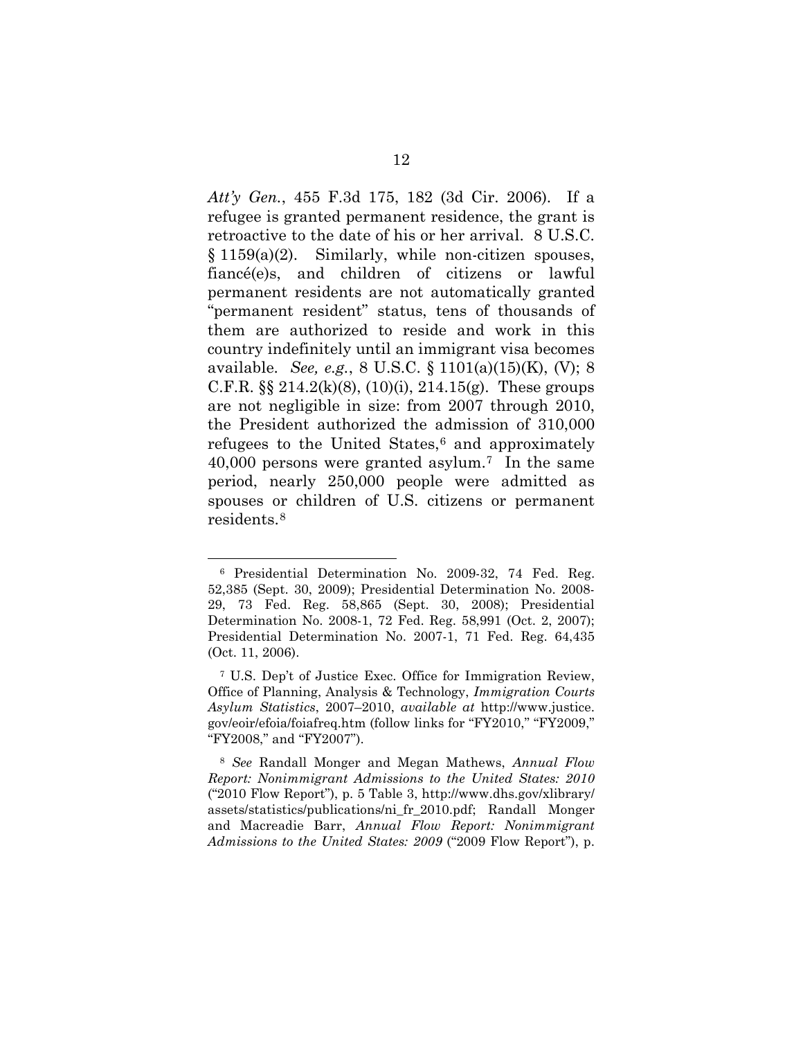*Att'y Gen.*, 455 F.3d 175, 182 (3d Cir. 2006). If a refugee is granted permanent residence, the grant is retroactive to the date of his or her arrival. 8 U.S.C. § 1159(a)(2). Similarly, while non-citizen spouses, fiancé(e)s, and children of citizens or lawful permanent residents are not automatically granted "permanent resident" status, tens of thousands of them are authorized to reside and work in this country indefinitely until an immigrant visa becomes available. *See, e.g.*, 8 U.S.C. § 1101(a)(15)(K), (V); 8 C.F.R. §§ 214.2(k)(8), (10)(i), 214.15(g). These groups are not negligible in size: from 2007 through 2010, the President authorized the admission of 310,000 refugees to the United States,[6] and approximately 40,000 persons were granted asylum.[7] In the same period, nearly 250,000 people were admitted as spouses or children of U.S. citizens or permanent residents.[8]

---

[6] Presidential Determination No. 2009-32, 74 Fed. Reg. 52,385 (Sept. 30, 2009); Presidential Determination No. 2008-29, 73 Fed. Reg. 58,865 (Sept. 30, 2008); Presidential Determination No. 2008-1, 72 Fed. Reg. 58,991 (Oct. 2, 2007); Presidential Determination No. 2007-1, 71 Fed. Reg. 64,435 (Oct. 11, 2006).

[7] U.S. Dep't of Justice Exec. Office for Immigration Review, Office of Planning, Analysis & Technology, *Immigration Courts Asylum Statistics*, 2007–2010, *available at* http://www.justice.gov/eoir/efoia/foiafreq.htm (follow links for "FY2010," "FY2009," "FY2008," and "FY2007").

[8] *See* Randall Monger and Megan Mathews, *Annual Flow Report: Nonimmigrant Admissions to the United States: 2010* ("2010 Flow Report"), p. 5 Table 3, http://www.dhs.gov/xlibrary/assets/statistics/publications/ni_fr_2010.pdf; Randall Monger and Macreadie Barr, *Annual Flow Report: Nonimmigrant Admissions to the United States: 2009* ("2009 Flow Report"), p.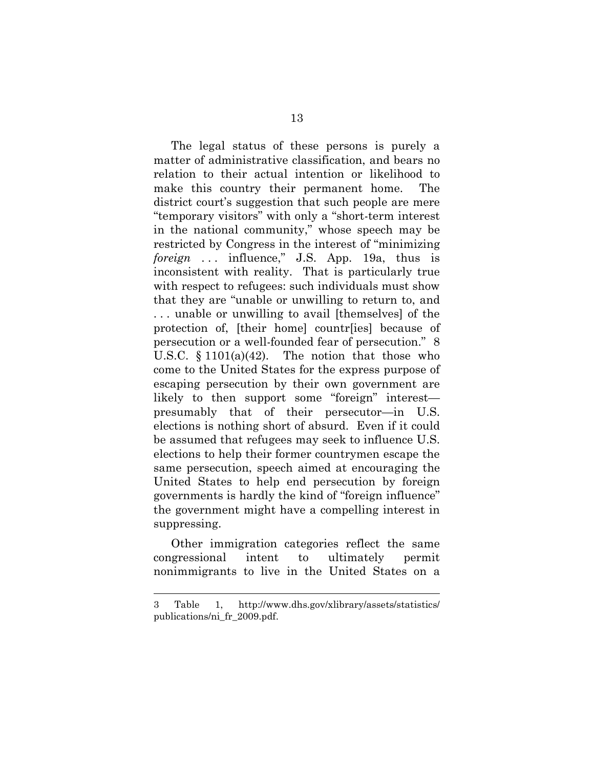The legal status of these persons is purely a matter of administrative classification, and bears no relation to their actual intention or likelihood to make this country their permanent home. The district court's suggestion that such people are mere "temporary visitors" with only a "short-term interest in the national community," whose speech may be restricted by Congress in the interest of "minimizing *foreign* . . . influence," J.S. App. 19a, thus is inconsistent with reality. That is particularly true with respect to refugees: such individuals must show that they are "unable or unwilling to return to, and . . . unable or unwilling to avail [themselves] of the protection of, [their home] countr[ies] because of persecution or a well-founded fear of persecution." 8 U.S.C. § 1101(a)(42). The notion that those who come to the United States for the express purpose of escaping persecution by their own government are likely to then support some "foreign" interest—presumably that of their persecutor—in U.S. elections is nothing short of absurd. Even if it could be assumed that refugees may seek to influence U.S. elections to help their former countrymen escape the same persecution, speech aimed at encouraging the United States to help end persecution by foreign governments is hardly the kind of "foreign influence" the government might have a compelling interest in suppressing.

Other immigration categories reflect the same congressional intent to ultimately permit nonimmigrants to live in the United States on a

---

3 Table 1, http://www.dhs.gov/xlibrary/assets/statistics/publications/ni_fr_2009.pdf.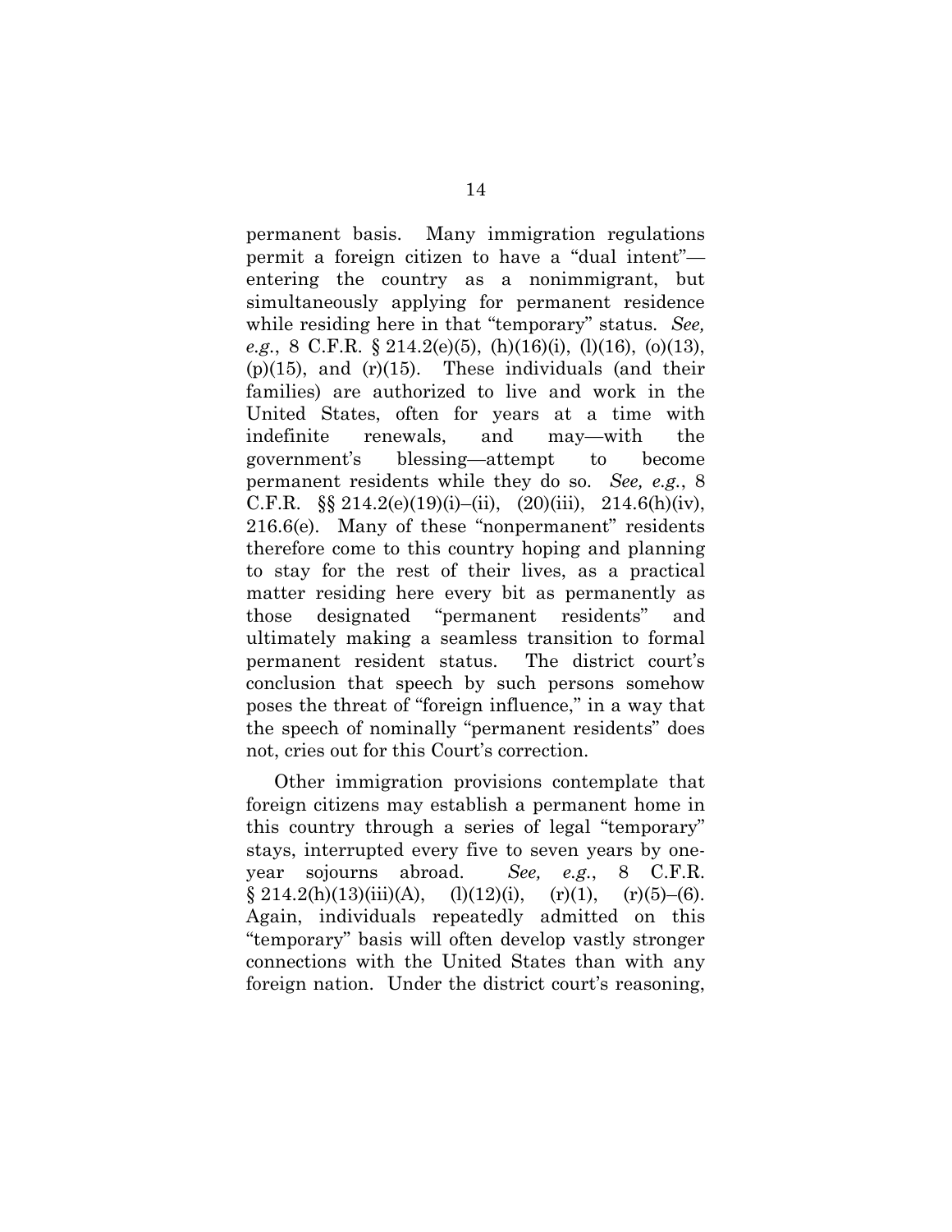permanent basis. Many immigration regulations permit a foreign citizen to have a "dual intent"—entering the country as a nonimmigrant, but simultaneously applying for permanent residence while residing here in that "temporary" status. *See, e.g.*, 8 C.F.R. § 214.2(e)(5), (h)(16)(i), (l)(16), (o)(13), (p)(15), and (r)(15). These individuals (and their families) are authorized to live and work in the United States, often for years at a time with indefinite renewals, and may—with the government's blessing—attempt to become permanent residents while they do so. *See, e.g.*, 8 C.F.R. §§ 214.2(e)(19)(i)–(ii), (20)(iii), 214.6(h)(iv), 216.6(e). Many of these "nonpermanent" residents therefore come to this country hoping and planning to stay for the rest of their lives, as a practical matter residing here every bit as permanently as those designated "permanent residents" and ultimately making a seamless transition to formal permanent resident status. The district court's conclusion that speech by such persons somehow poses the threat of "foreign influence," in a way that the speech of nominally "permanent residents" does not, cries out for this Court's correction.

Other immigration provisions contemplate that foreign citizens may establish a permanent home in this country through a series of legal "temporary" stays, interrupted every five to seven years by one-year sojourns abroad. *See, e.g.*, 8 C.F.R. § 214.2(h)(13)(iii)(A), (l)(12)(i), (r)(1), (r)(5)–(6). Again, individuals repeatedly admitted on this "temporary" basis will often develop vastly stronger connections with the United States than with any foreign nation. Under the district court's reasoning,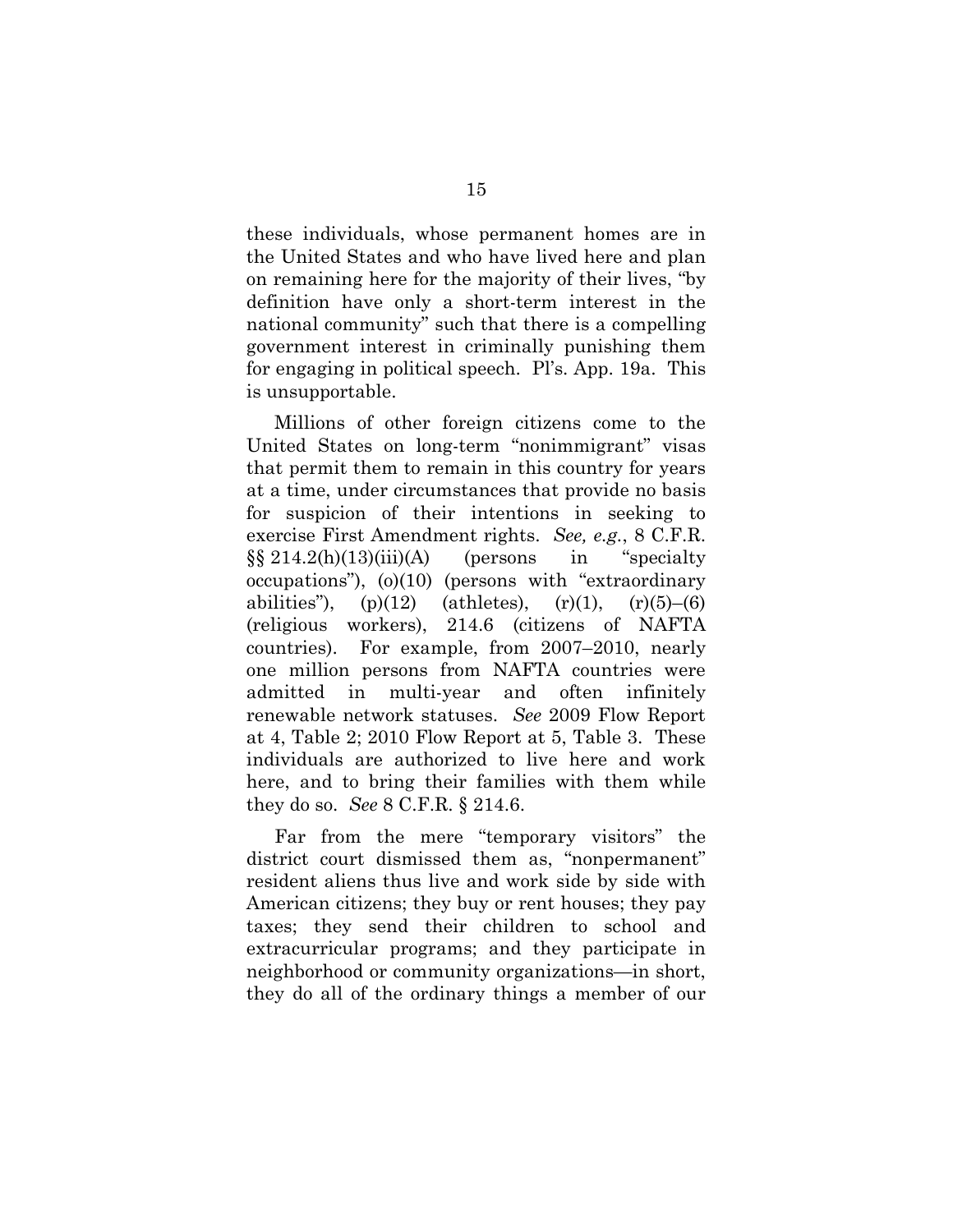these individuals, whose permanent homes are in the United States and who have lived here and plan on remaining here for the majority of their lives, "by definition have only a short-term interest in the national community" such that there is a compelling government interest in criminally punishing them for engaging in political speech. Pl's. App. 19a. This is unsupportable.

Millions of other foreign citizens come to the United States on long-term "nonimmigrant" visas that permit them to remain in this country for years at a time, under circumstances that provide no basis for suspicion of their intentions in seeking to exercise First Amendment rights. *See, e.g.*, 8 C.F.R. §§ 214.2(h)(13)(iii)(A) (persons in "specialty occupations"), (o)(10) (persons with "extraordinary abilities"), (p)(12) (athletes), (r)(1), (r)(5)–(6) (religious workers), 214.6 (citizens of NAFTA countries). For example, from 2007–2010, nearly one million persons from NAFTA countries were admitted in multi-year and often infinitely renewable network statuses. *See* 2009 Flow Report at 4, Table 2; 2010 Flow Report at 5, Table 3. These individuals are authorized to live here and work here, and to bring their families with them while they do so. *See* 8 C.F.R. § 214.6.

Far from the mere "temporary visitors" the district court dismissed them as, "nonpermanent" resident aliens thus live and work side by side with American citizens; they buy or rent houses; they pay taxes; they send their children to school and extracurricular programs; and they participate in neighborhood or community organizations—in short, they do all of the ordinary things a member of our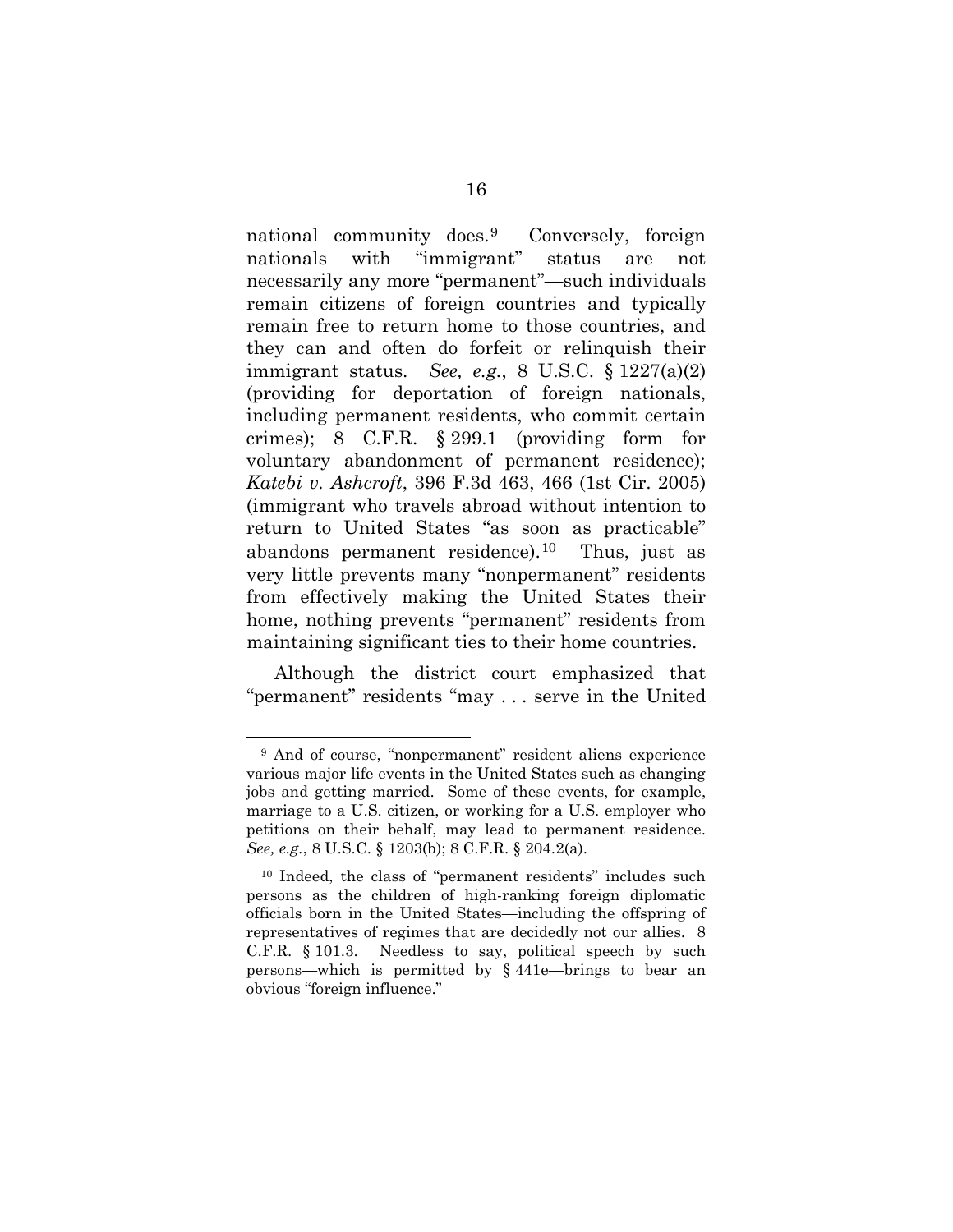national community does.[9] Conversely, foreign nationals with "immigrant" status are not necessarily any more "permanent"—such individuals remain citizens of foreign countries and typically remain free to return home to those countries, and they can and often do forfeit or relinquish their immigrant status. *See, e.g.*, 8 U.S.C. § 1227(a)(2) (providing for deportation of foreign nationals, including permanent residents, who commit certain crimes); 8 C.F.R. § 299.1 (providing form for voluntary abandonment of permanent residence); *Katebi v. Ashcroft*, 396 F.3d 463, 466 (1st Cir. 2005) (immigrant who travels abroad without intention to return to United States "as soon as practicable" abandons permanent residence).[10] Thus, just as very little prevents many "nonpermanent" residents from effectively making the United States their home, nothing prevents "permanent" residents from maintaining significant ties to their home countries.

Although the district court emphasized that "permanent" residents "may . . . serve in the United

---

[9] And of course, "nonpermanent" resident aliens experience various major life events in the United States such as changing jobs and getting married. Some of these events, for example, marriage to a U.S. citizen, or working for a U.S. employer who petitions on their behalf, may lead to permanent residence. *See, e.g.*, 8 U.S.C. § 1203(b); 8 C.F.R. § 204.2(a).

[10] Indeed, the class of "permanent residents" includes such persons as the children of high-ranking foreign diplomatic officials born in the United States—including the offspring of representatives of regimes that are decidedly not our allies. 8 C.F.R. § 101.3. Needless to say, political speech by such persons—which is permitted by § 441e—brings to bear an obvious "foreign influence."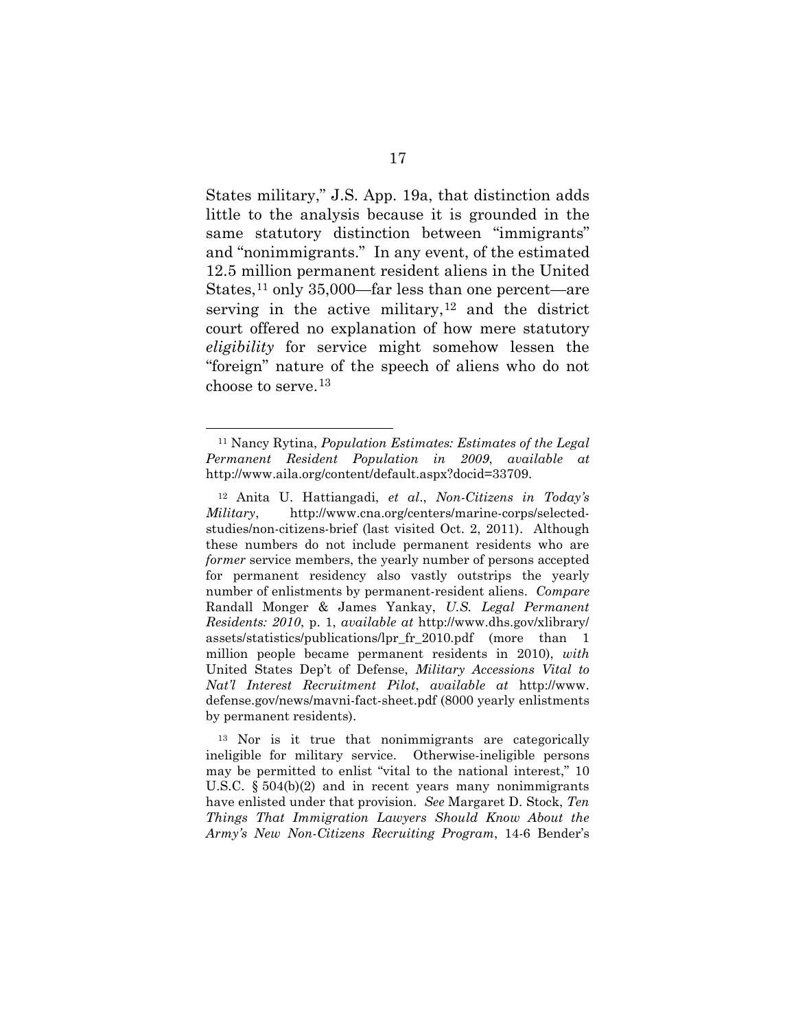States military," J.S. App. 19a, that distinction adds little to the analysis because it is grounded in the same statutory distinction between "immigrants" and "nonimmigrants." In any event, of the estimated 12.5 million permanent resident aliens in the United States,[11] only 35,000—far less than one percent—are serving in the active military,[12] and the district court offered no explanation of how mere statutory *eligibility* for service might somehow lessen the "foreign" nature of the speech of aliens who do not choose to serve.[13]

---

[11] Nancy Rytina, *Population Estimates: Estimates of the Legal Permanent Resident Population in 2009*, *available at* http://www.aila.org/content/default.aspx?docid=33709.

[12] Anita U. Hattiangadi, *et al*., *Non-Citizens in Today's Military*, http://www.cna.org/centers/marine-corps/selected-studies/non-citizens-brief (last visited Oct. 2, 2011). Although these numbers do not include permanent residents who are *former* service members, the yearly number of persons accepted for permanent residency also vastly outstrips the yearly number of enlistments by permanent-resident aliens. *Compare* Randall Monger & James Yankay, *U.S. Legal Permanent Residents: 2010*, p. 1, *available at* http://www.dhs.gov/xlibrary/assets/statistics/publications/lpr_fr_2010.pdf (more than 1 million people became permanent residents in 2010), *with* United States Dep't of Defense, *Military Accessions Vital to Nat'l Interest Recruitment Pilot*, *available at* http://www.defense.gov/news/mavni-fact-sheet.pdf (8000 yearly enlistments by permanent residents).

[13] Nor is it true that nonimmigrants are categorically ineligible for military service. Otherwise-ineligible persons may be permitted to enlist "vital to the national interest," 10 U.S.C. § 504(b)(2) and in recent years many nonimmigrants have enlisted under that provision. *See* Margaret D. Stock, *Ten Things That Immigration Lawyers Should Know About the Army's New Non-Citizens Recruiting Program*, 14-6 Bender's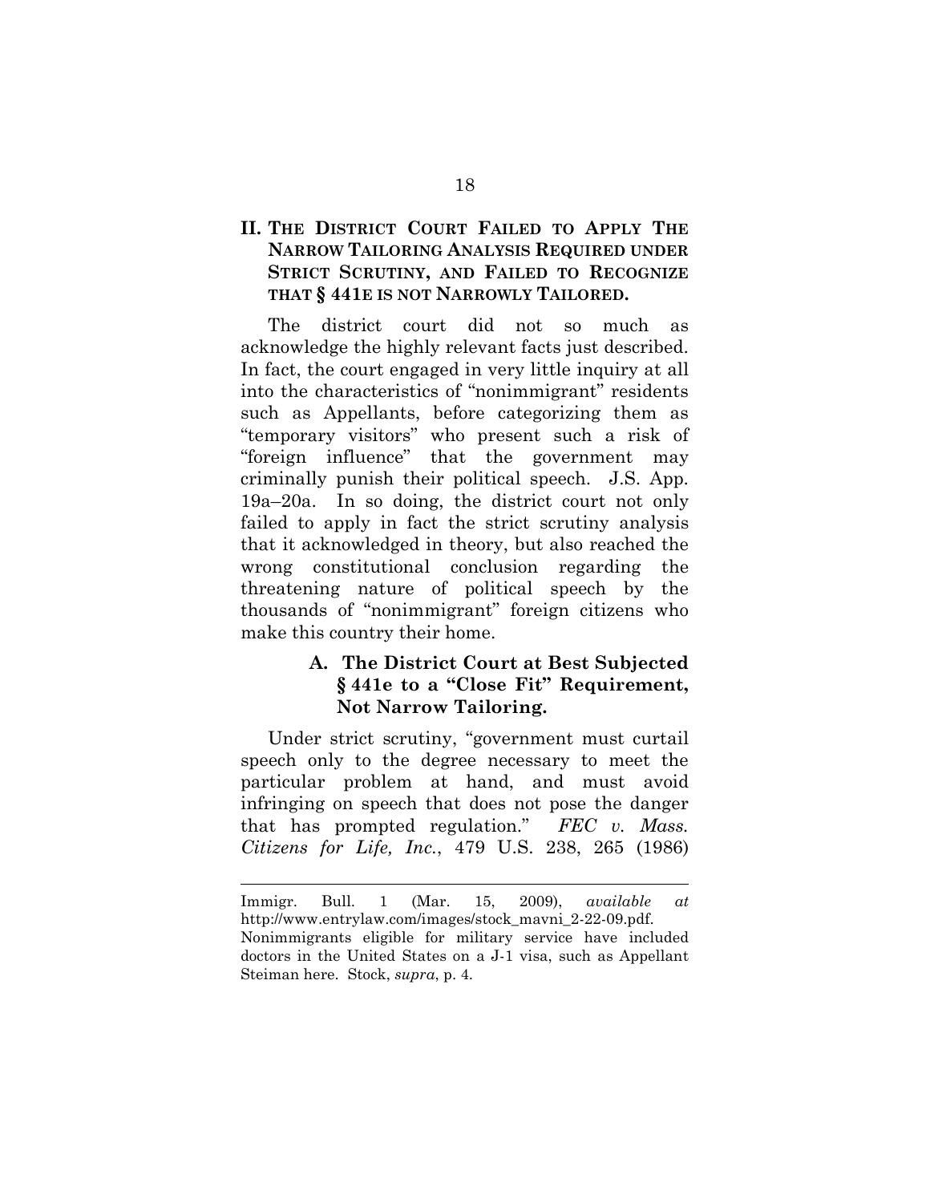## II. The District Court Failed to Apply The Narrow Tailoring Analysis Required under Strict Scrutiny, and Failed to Recognize that § 441e is not Narrowly Tailored.

The district court did not so much as acknowledge the highly relevant facts just described. In fact, the court engaged in very little inquiry at all into the characteristics of "nonimmigrant" residents such as Appellants, before categorizing them as "temporary visitors" who present such a risk of "foreign influence" that the government may criminally punish their political speech. J.S. App. 19a–20a. In so doing, the district court not only failed to apply in fact the strict scrutiny analysis that it acknowledged in theory, but also reached the wrong constitutional conclusion regarding the threatening nature of political speech by the thousands of "nonimmigrant" foreign citizens who make this country their home.

### A. The District Court at Best Subjected § 441e to a "Close Fit" Requirement, Not Narrow Tailoring.

Under strict scrutiny, "government must curtail speech only to the degree necessary to meet the particular problem at hand, and must avoid infringing on speech that does not pose the danger that has prompted regulation." *FEC v. Mass. Citizens for Life, Inc.*, 479 U.S. 238, 265 (1986)

---

Immigr. Bull. 1 (Mar. 15, 2009), *available at* http://www.entrylaw.com/images/stock_mavni_2-22-09.pdf. Nonimmigrants eligible for military service have included doctors in the United States on a J-1 visa, such as Appellant Steiman here. Stock, *supra*, p. 4.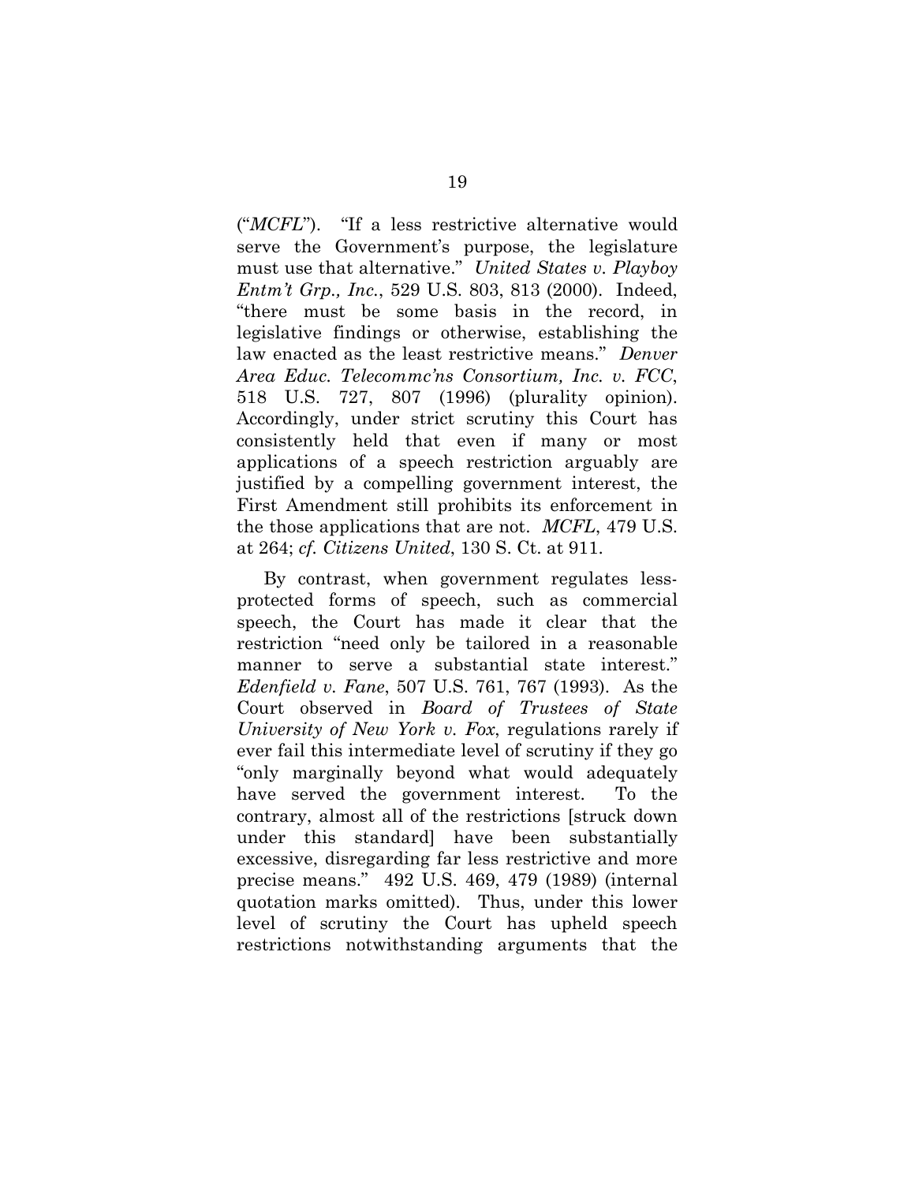("*MCFL*"). "If a less restrictive alternative would serve the Government's purpose, the legislature must use that alternative." *United States v. Playboy Entm't Grp., Inc.*, 529 U.S. 803, 813 (2000). Indeed, "there must be some basis in the record, in legislative findings or otherwise, establishing the law enacted as the least restrictive means." *Denver Area Educ. Telecommc'ns Consortium, Inc. v. FCC*, 518 U.S. 727, 807 (1996) (plurality opinion). Accordingly, under strict scrutiny this Court has consistently held that even if many or most applications of a speech restriction arguably are justified by a compelling government interest, the First Amendment still prohibits its enforcement in the those applications that are not. *MCFL*, 479 U.S. at 264; *cf. Citizens United*, 130 S. Ct. at 911.

By contrast, when government regulates less-protected forms of speech, such as commercial speech, the Court has made it clear that the restriction "need only be tailored in a reasonable manner to serve a substantial state interest." *Edenfield v. Fane*, 507 U.S. 761, 767 (1993). As the Court observed in *Board of Trustees of State University of New York v. Fox*, regulations rarely if ever fail this intermediate level of scrutiny if they go "only marginally beyond what would adequately have served the government interest. To the contrary, almost all of the restrictions [struck down under this standard] have been substantially excessive, disregarding far less restrictive and more precise means." 492 U.S. 469, 479 (1989) (internal quotation marks omitted). Thus, under this lower level of scrutiny the Court has upheld speech restrictions notwithstanding arguments that the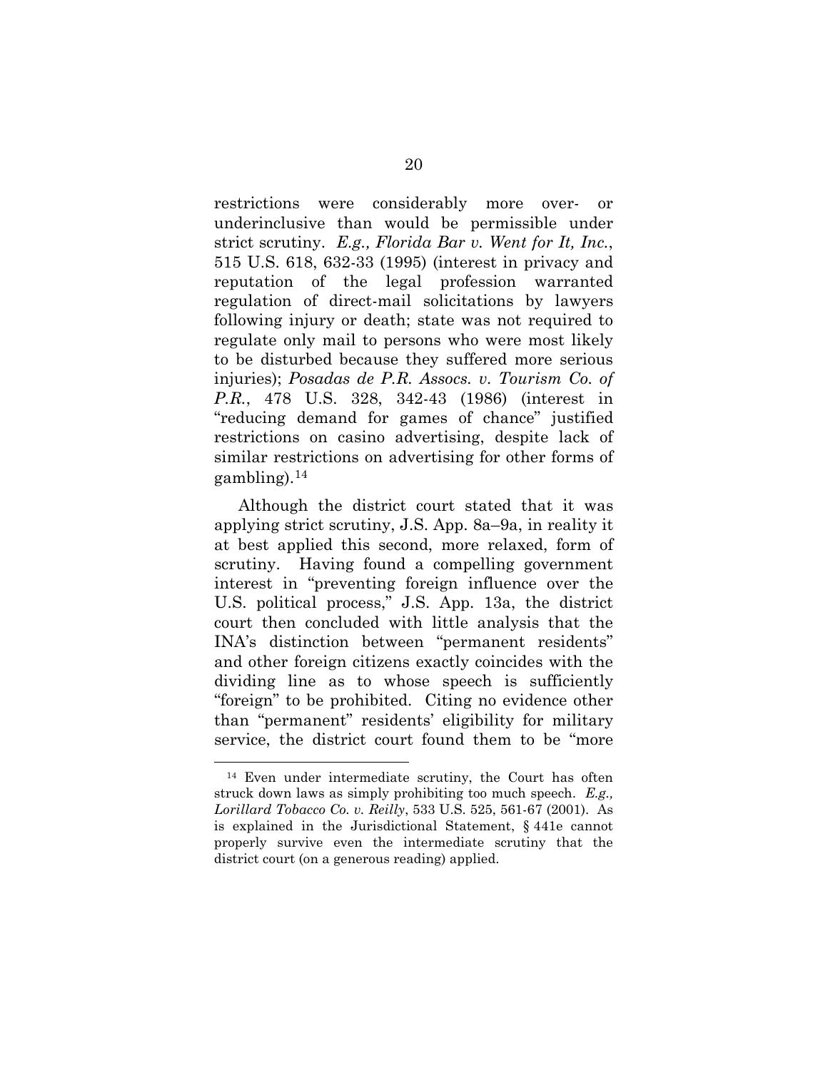restrictions were considerably more over- or underinclusive than would be permissible under strict scrutiny. *E.g., Florida Bar v. Went for It, Inc.*, 515 U.S. 618, 632-33 (1995) (interest in privacy and reputation of the legal profession warranted regulation of direct-mail solicitations by lawyers following injury or death; state was not required to regulate only mail to persons who were most likely to be disturbed because they suffered more serious injuries); *Posadas de P.R. Assocs. v. Tourism Co. of P.R.*, 478 U.S. 328, 342-43 (1986) (interest in "reducing demand for games of chance" justified restrictions on casino advertising, despite lack of similar restrictions on advertising for other forms of gambling).[14]

Although the district court stated that it was applying strict scrutiny, J.S. App. 8a–9a, in reality it at best applied this second, more relaxed, form of scrutiny. Having found a compelling government interest in "preventing foreign influence over the U.S. political process," J.S. App. 13a, the district court then concluded with little analysis that the INA's distinction between "permanent residents" and other foreign citizens exactly coincides with the dividing line as to whose speech is sufficiently "foreign" to be prohibited. Citing no evidence other than "permanent" residents' eligibility for military service, the district court found them to be "more

---

[14] Even under intermediate scrutiny, the Court has often struck down laws as simply prohibiting too much speech. *E.g., Lorillard Tobacco Co. v. Reilly*, 533 U.S. 525, 561-67 (2001). As is explained in the Jurisdictional Statement, § 441e cannot properly survive even the intermediate scrutiny that the district court (on a generous reading) applied.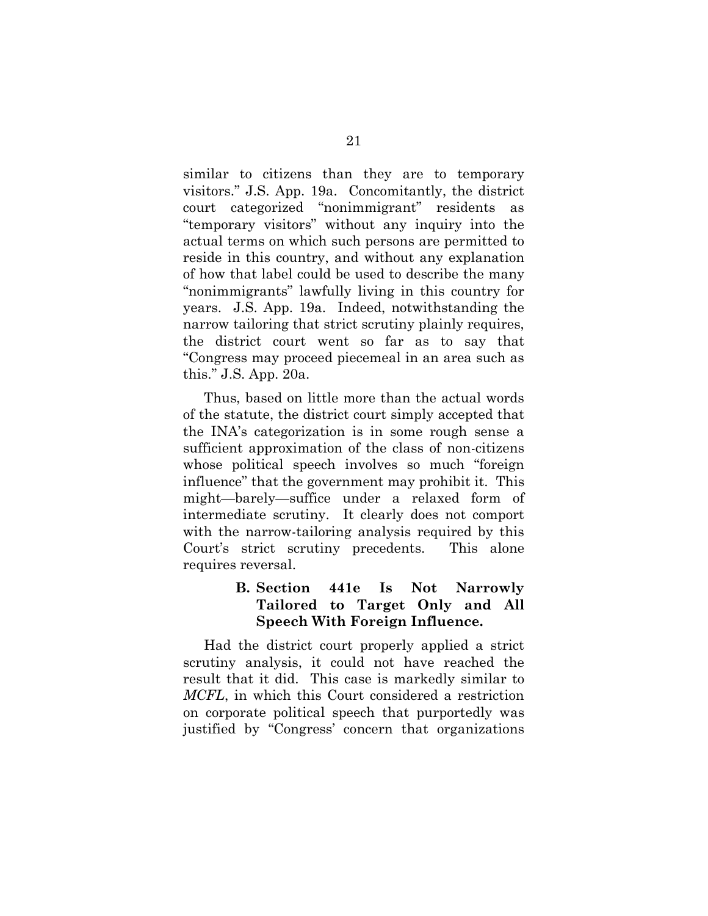similar to citizens than they are to temporary visitors." J.S. App. 19a. Concomitantly, the district court categorized "nonimmigrant" residents as "temporary visitors" without any inquiry into the actual terms on which such persons are permitted to reside in this country, and without any explanation of how that label could be used to describe the many "nonimmigrants" lawfully living in this country for years. J.S. App. 19a. Indeed, notwithstanding the narrow tailoring that strict scrutiny plainly requires, the district court went so far as to say that "Congress may proceed piecemeal in an area such as this." J.S. App. 20a.

Thus, based on little more than the actual words of the statute, the district court simply accepted that the INA's categorization is in some rough sense a sufficient approximation of the class of non-citizens whose political speech involves so much "foreign influence" that the government may prohibit it. This might—barely—suffice under a relaxed form of intermediate scrutiny. It clearly does not comport with the narrow-tailoring analysis required by this Court's strict scrutiny precedents. This alone requires reversal.

### B. Section 441e Is Not Narrowly Tailored to Target Only and All Speech With Foreign Influence.

Had the district court properly applied a strict scrutiny analysis, it could not have reached the result that it did. This case is markedly similar to *MCFL*, in which this Court considered a restriction on corporate political speech that purportedly was justified by "Congress' concern that organizations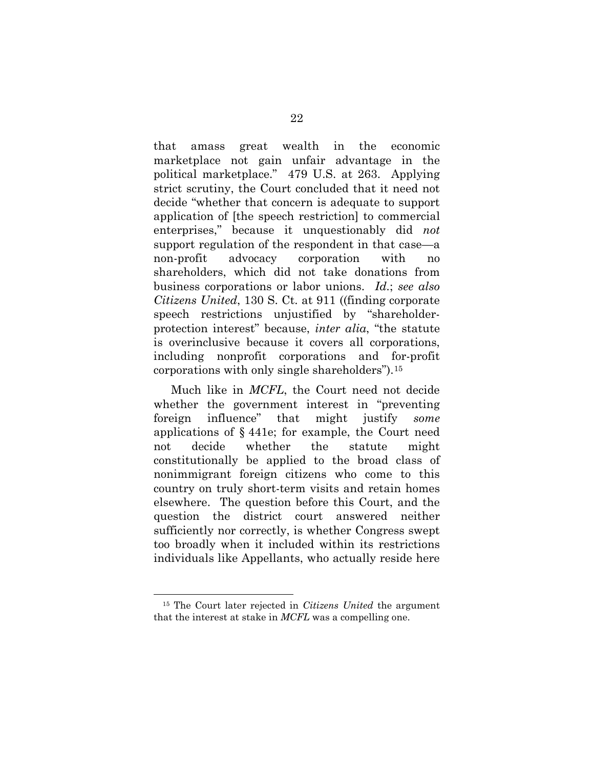that amass great wealth in the economic marketplace not gain unfair advantage in the political marketplace." 479 U.S. at 263. Applying strict scrutiny, the Court concluded that it need not decide "whether that concern is adequate to support application of [the speech restriction] to commercial enterprises," because it unquestionably did *not* support regulation of the respondent in that case—a non-profit advocacy corporation with no shareholders, which did not take donations from business corporations or labor unions. *Id.*; *see also Citizens United*, 130 S. Ct. at 911 ((finding corporate speech restrictions unjustified by "shareholder-protection interest" because, *inter alia*, "the statute is overinclusive because it covers all corporations, including nonprofit corporations and for-profit corporations with only single shareholders").[15]

Much like in *MCFL*, the Court need not decide whether the government interest in "preventing foreign influence" that might justify *some* applications of § 441e; for example, the Court need not decide whether the statute might constitutionally be applied to the broad class of nonimmigrant foreign citizens who come to this country on truly short-term visits and retain homes elsewhere. The question before this Court, and the question the district court answered neither sufficiently nor correctly, is whether Congress swept too broadly when it included within its restrictions individuals like Appellants, who actually reside here

[15] The Court later rejected in *Citizens United* the argument that the interest at stake in *MCFL* was a compelling one.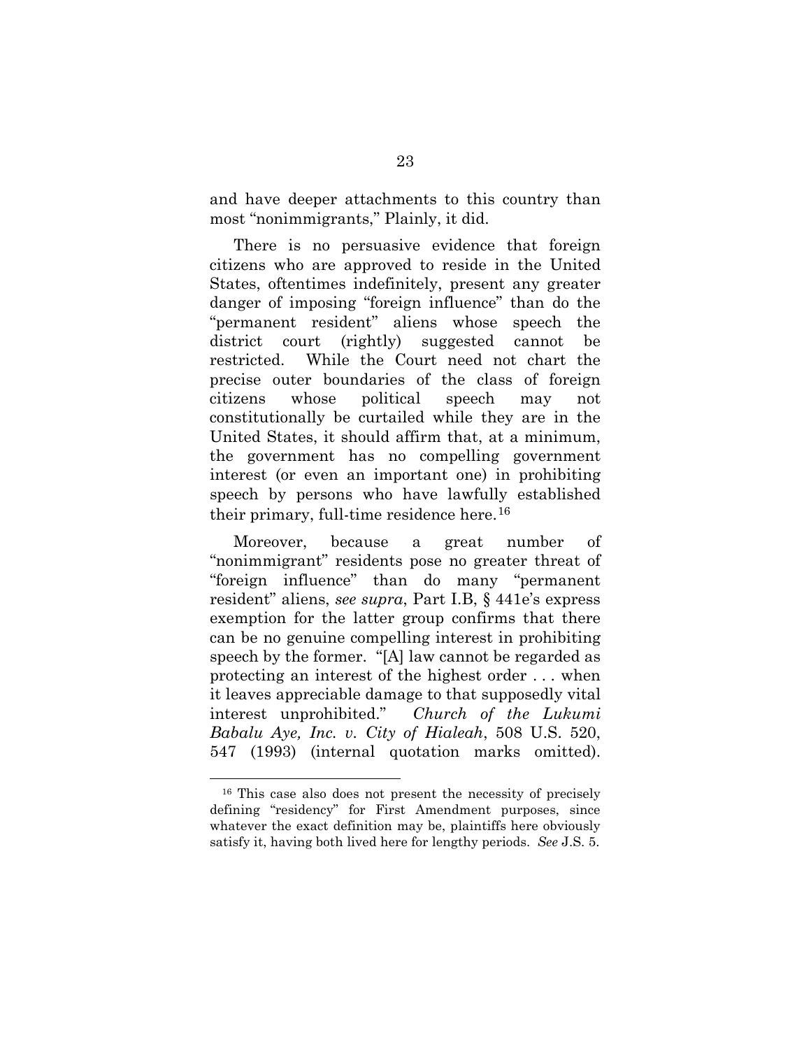and have deeper attachments to this country than most "nonimmigrants," Plainly, it did.

There is no persuasive evidence that foreign citizens who are approved to reside in the United States, oftentimes indefinitely, present any greater danger of imposing "foreign influence" than do the "permanent resident" aliens whose speech the district court (rightly) suggested cannot be restricted. While the Court need not chart the precise outer boundaries of the class of foreign citizens whose political speech may not constitutionally be curtailed while they are in the United States, it should affirm that, at a minimum, the government has no compelling government interest (or even an important one) in prohibiting speech by persons who have lawfully established their primary, full-time residence here.[16]

Moreover, because a great number of "nonimmigrant" residents pose no greater threat of "foreign influence" than do many "permanent resident" aliens, *see supra*, Part I.B, § 441e's express exemption for the latter group confirms that there can be no genuine compelling interest in prohibiting speech by the former. "[A] law cannot be regarded as protecting an interest of the highest order . . . when it leaves appreciable damage to that supposedly vital interest unprohibited." *Church of the Lukumi Babalu Aye, Inc. v. City of Hialeah*, 508 U.S. 520, 547 (1993) (internal quotation marks omitted).

---

[16] This case also does not present the necessity of precisely defining "residency" for First Amendment purposes, since whatever the exact definition may be, plaintiffs here obviously satisfy it, having both lived here for lengthy periods. *See* J.S. 5.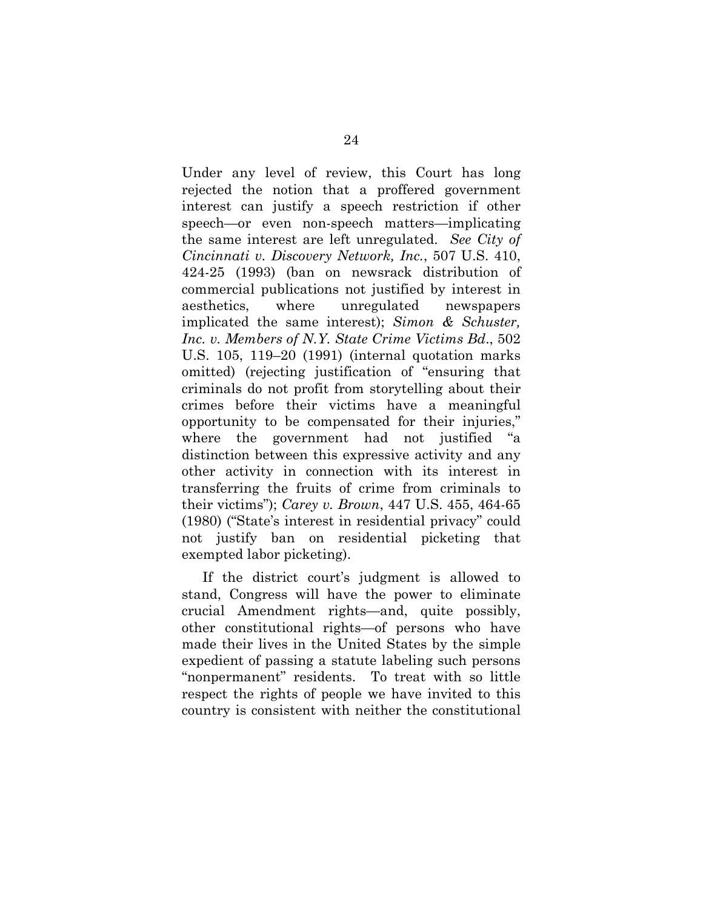Under any level of review, this Court has long rejected the notion that a proffered government interest can justify a speech restriction if other speech—or even non-speech matters—implicating the same interest are left unregulated. *See City of Cincinnati v. Discovery Network, Inc.*, 507 U.S. 410, 424-25 (1993) (ban on newsrack distribution of commercial publications not justified by interest in aesthetics, where unregulated newspapers implicated the same interest); *Simon & Schuster, Inc. v. Members of N.Y. State Crime Victims Bd.*, 502 U.S. 105, 119–20 (1991) (internal quotation marks omitted) (rejecting justification of "ensuring that criminals do not profit from storytelling about their crimes before their victims have a meaningful opportunity to be compensated for their injuries," where the government had not justified "a distinction between this expressive activity and any other activity in connection with its interest in transferring the fruits of crime from criminals to their victims"); *Carey v. Brown*, 447 U.S. 455, 464-65 (1980) ("State's interest in residential privacy" could not justify ban on residential picketing that exempted labor picketing).

If the district court's judgment is allowed to stand, Congress will have the power to eliminate crucial Amendment rights—and, quite possibly, other constitutional rights—of persons who have made their lives in the United States by the simple expedient of passing a statute labeling such persons "nonpermanent" residents. To treat with so little respect the rights of people we have invited to this country is consistent with neither the constitutional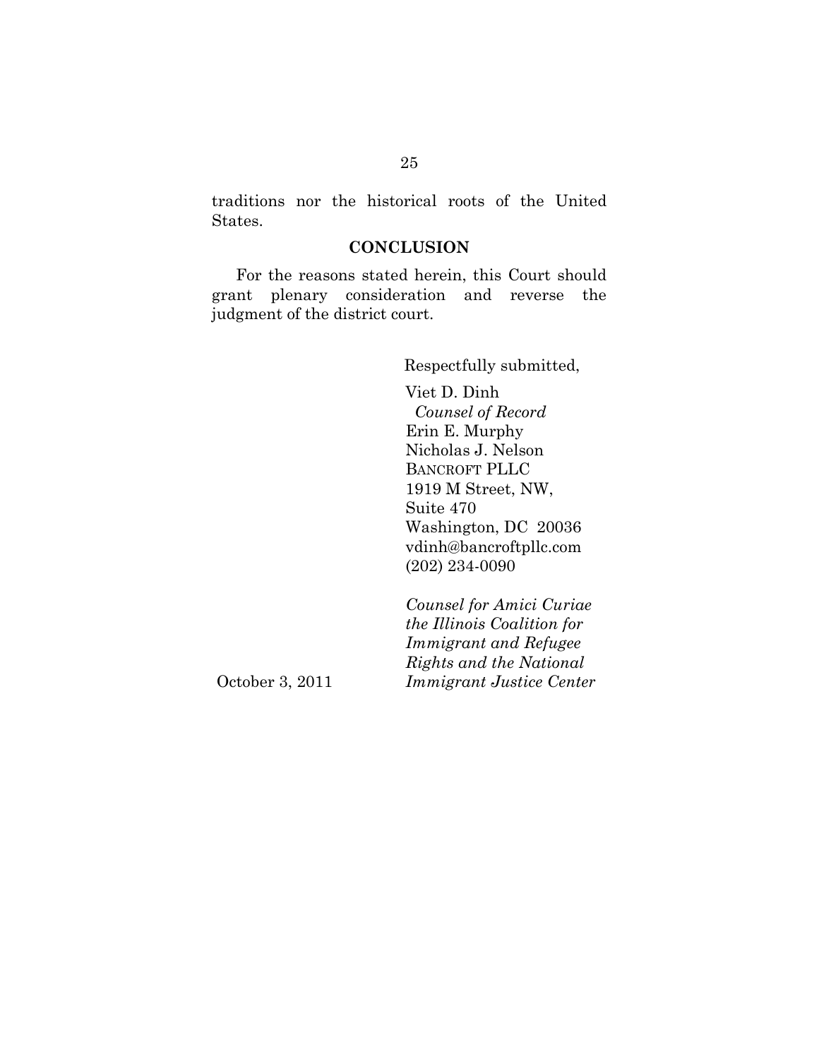traditions nor the historical roots of the United States.

## CONCLUSION

For the reasons stated herein, this Court should grant plenary consideration and reverse the judgment of the district court.

Respectfully submitted,

Viet D. Dinh
*Counsel of Record*
Erin E. Murphy
Nicholas J. Nelson
BANCROFT PLLC
1919 M Street, NW,
Suite 470
Washington, DC 20036
vdinh@bancroftpllc.com
(202) 234-0090

*Counsel for Amici Curiae the Illinois Coalition for Immigrant and Refugee Rights and the National Immigrant Justice Center*

October 3, 2011